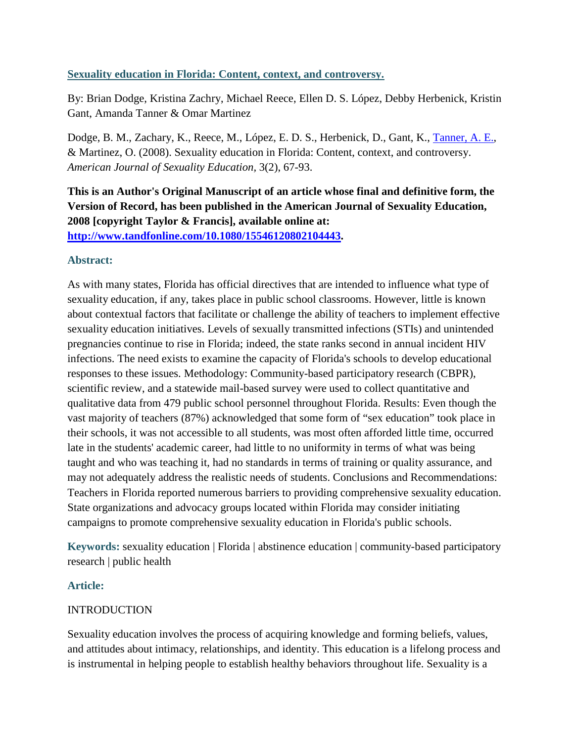**[Sexuality education in Florida: Content, context, and controversy.](http://www.tandfonline.com/10.1080/15546120802104443)**

By: Brian Dodge, Kristina Zachry, Michael Reece, Ellen D. S. López, Debby Herbenick, Kristin Gant, Amanda Tanner & Omar Martinez

Dodge, B. M., Zachary, K., Reece, M., López, E. D. S., Herbenick, D., Gant, K., Tanner, A. E., & Martinez, O. (2008). Sexuality education in Florida: Content, context, and controversy. *American Journal of Sexuality Education*, 3(2), 67-93.

**This is an Author's Original Manuscript of an article whose final and definitive form, the Version of Record, has been published in the American Journal of Sexuality Education, 2008 [copyright Taylor & Francis], available online at: [http://www.tandfonline.com/10.1080/15546120802104443](http://www.tandfonline.com/10.1080/15546120802104443).**

## Abstract:

As with many states, Florida has official directives that are intended to influence what type of sexuality education, if any, takes place in public school classrooms. However, little is known about contextual factors that facilitate or challenge the ability of teachers to implement effective sexuality education initiatives. Levels of sexually transmitted infections (STIs) and unintended pregnancies continue to rise in Florida; indeed, the state ranks second in annual incident HIV infections. The need exists to examine the capacity of Florida's schools to develop educational responses to these issues. Methodology: Community-based participatory research (CBPR), scientific review, and a statewide mail-based survey were used to collect quantitative and qualitative data from 479 public school personnel throughout Florida. Results: Even though the vast majority of teachers (87%) acknowledged that some form of "sex education" took place in their schools, it was not accessible to all students, was most often afforded little time, occurred late in the students' academic career, had little to no uniformity in terms of what was being taught and who was teaching it, had no standards in terms of training or quality assurance, and may not adequately address the realistic needs of students. Conclusions and Recommendations: Teachers in Florida reported numerous barriers to providing comprehensive sexuality education. State organizations and advocacy groups located within Florida may consider initiating campaigns to promote comprehensive sexuality education in Florida's public schools.

**Keywords:** sexuality education | Florida | abstinence education | community-based participatory research | public health

## Article:

### INTRODUCTION

Sexuality education involves the process of acquiring knowledge and forming beliefs, values, and attitudes about intimacy, relationships, and identity. This education is a lifelong process and is instrumental in helping people to establish healthy behaviors throughout life. Sexuality is a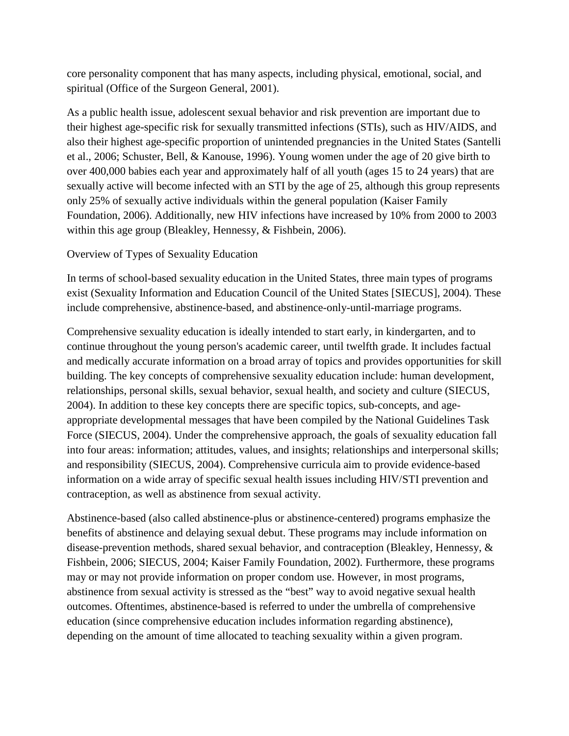core personality component that has many aspects, including physical, emotional, social, and spiritual (Office of the Surgeon General, 2001).

As a public health issue, adolescent sexual behavior and risk prevention are important due to their highest age-specific risk for sexually transmitted infections (STIs), such as HIV/AIDS, and also their highest age-specific proportion of unintended pregnancies in the United States (Santelli et al., 2006; Schuster, Bell, & Kanouse, 1996). Young women under the age of 20 give birth to over 400,000 babies each year and approximately half of all youth (ages 15 to 24 years) that are sexually active will become infected with an STI by the age of 25, although this group represents only 25% of sexually active individuals within the general population (Kaiser Family Foundation, 2006). Additionally, new HIV infections have increased by 10% from 2000 to 2003 within this age group (Bleakley, Hennessy, & Fishbein, 2006).

## Overview of Types of Sexuality Education

In terms of school-based sexuality education in the United States, three main types of programs exist (Sexuality Information and Education Council of the United States [SIECUS], 2004). These include comprehensive, abstinence-based, and abstinence-only-until-marriage programs.

Comprehensive sexuality education is ideally intended to start early, in kindergarten, and to continue throughout the young person's academic career, until twelfth grade. It includes factual and medically accurate information on a broad array of topics and provides opportunities for skill building. The key concepts of comprehensive sexuality education include: human development, relationships, personal skills, sexual behavior, sexual health, and society and culture (SIECUS, 2004). In addition to these key concepts there are specific topics, sub-concepts, and age-appropriate developmental messages that have been compiled by the National Guidelines Task Force (SIECUS, 2004). Under the comprehensive approach, the goals of sexuality education fall into four areas: information; attitudes, values, and insights; relationships and interpersonal skills; and responsibility (SIECUS, 2004). Comprehensive curricula aim to provide evidence-based information on a wide array of specific sexual health issues including HIV/STI prevention and contraception, as well as abstinence from sexual activity.

Abstinence-based (also called abstinence-plus or abstinence-centered) programs emphasize the benefits of abstinence and delaying sexual debut. These programs may include information on disease-prevention methods, shared sexual behavior, and contraception (Bleakley, Hennessy, & Fishbein, 2006; SIECUS, 2004; Kaiser Family Foundation, 2002). Furthermore, these programs may or may not provide information on proper condom use. However, in most programs, abstinence from sexual activity is stressed as the "best" way to avoid negative sexual health outcomes. Oftentimes, abstinence-based is referred to under the umbrella of comprehensive education (since comprehensive education includes information regarding abstinence), depending on the amount of time allocated to teaching sexuality within a given program.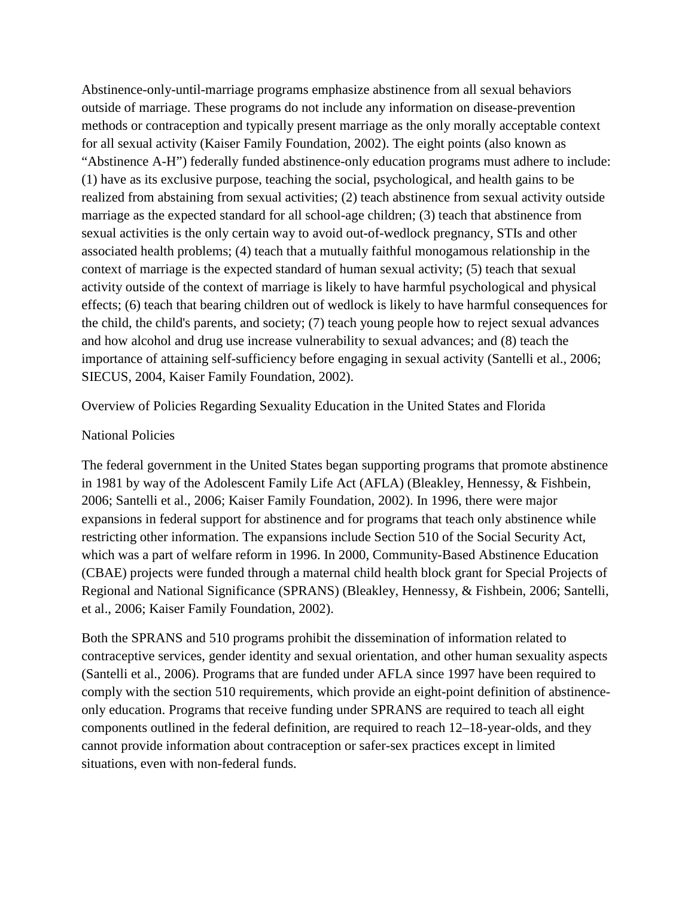Abstinence-only-until-marriage programs emphasize abstinence from all sexual behaviors outside of marriage. These programs do not include any information on disease-prevention methods or contraception and typically present marriage as the only morally acceptable context for all sexual activity (Kaiser Family Foundation, 2002). The eight points (also known as "Abstinence A-H") federally funded abstinence-only education programs must adhere to include: (1) have as its exclusive purpose, teaching the social, psychological, and health gains to be realized from abstaining from sexual activities; (2) teach abstinence from sexual activity outside marriage as the expected standard for all school-age children; (3) teach that abstinence from sexual activities is the only certain way to avoid out-of-wedlock pregnancy, STIs and other associated health problems; (4) teach that a mutually faithful monogamous relationship in the context of marriage is the expected standard of human sexual activity; (5) teach that sexual activity outside of the context of marriage is likely to have harmful psychological and physical effects; (6) teach that bearing children out of wedlock is likely to have harmful consequences for the child, the child's parents, and society; (7) teach young people how to reject sexual advances and how alcohol and drug use increase vulnerability to sexual advances; and (8) teach the importance of attaining self-sufficiency before engaging in sexual activity (Santelli et al., 2006; SIECUS, 2004, Kaiser Family Foundation, 2002).

## Overview of Policies Regarding Sexuality Education in the United States and Florida

### National Policies

The federal government in the United States began supporting programs that promote abstinence in 1981 by way of the Adolescent Family Life Act (AFLA) (Bleakley, Hennessy, & Fishbein, 2006; Santelli et al., 2006; Kaiser Family Foundation, 2002). In 1996, there were major expansions in federal support for abstinence and for programs that teach only abstinence while restricting other information. The expansions include Section 510 of the Social Security Act, which was a part of welfare reform in 1996. In 2000, Community-Based Abstinence Education (CBAE) projects were funded through a maternal child health block grant for Special Projects of Regional and National Significance (SPRANS) (Bleakley, Hennessy, & Fishbein, 2006; Santelli, et al., 2006; Kaiser Family Foundation, 2002).

Both the SPRANS and 510 programs prohibit the dissemination of information related to contraceptive services, gender identity and sexual orientation, and other human sexuality aspects (Santelli et al., 2006). Programs that are funded under AFLA since 1997 have been required to comply with the section 510 requirements, which provide an eight-point definition of abstinence-only education. Programs that receive funding under SPRANS are required to teach all eight components outlined in the federal definition, are required to reach 12–18-year-olds, and they cannot provide information about contraception or safer-sex practices except in limited situations, even with non-federal funds.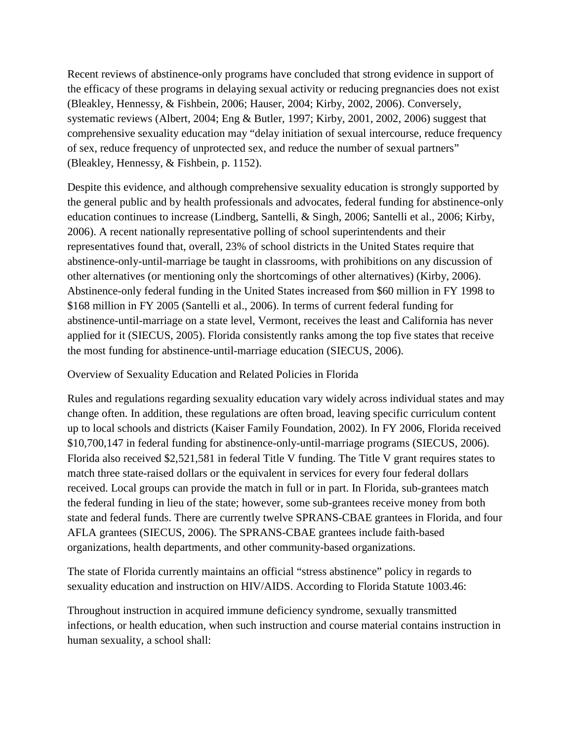Recent reviews of abstinence-only programs have concluded that strong evidence in support of the efficacy of these programs in delaying sexual activity or reducing pregnancies does not exist (Bleakley, Hennessy, & Fishbein, 2006; Hauser, 2004; Kirby, 2002, 2006). Conversely, systematic reviews (Albert, 2004; Eng & Butler, 1997; Kirby, 2001, 2002, 2006) suggest that comprehensive sexuality education may "delay initiation of sexual intercourse, reduce frequency of sex, reduce frequency of unprotected sex, and reduce the number of sexual partners" (Bleakley, Hennessy, & Fishbein, p. 1152).

Despite this evidence, and although comprehensive sexuality education is strongly supported by the general public and by health professionals and advocates, federal funding for abstinence-only education continues to increase (Lindberg, Santelli, & Singh, 2006; Santelli et al., 2006; Kirby, 2006). A recent nationally representative polling of school superintendents and their representatives found that, overall, 23% of school districts in the United States require that abstinence-only-until-marriage be taught in classrooms, with prohibitions on any discussion of other alternatives (or mentioning only the shortcomings of other alternatives) (Kirby, 2006). Abstinence-only federal funding in the United States increased from $60 million in FY 1998 to $168 million in FY 2005 (Santelli et al., 2006). In terms of current federal funding for abstinence-until-marriage on a state level, Vermont, receives the least and California has never applied for it (SIECUS, 2005). Florida consistently ranks among the top five states that receive the most funding for abstinence-until-marriage education (SIECUS, 2006).

## Overview of Sexuality Education and Related Policies in Florida

Rules and regulations regarding sexuality education vary widely across individual states and may change often. In addition, these regulations are often broad, leaving specific curriculum content up to local schools and districts (Kaiser Family Foundation, 2002). In FY 2006, Florida received $10,700,147 in federal funding for abstinence-only-until-marriage programs (SIECUS, 2006). Florida also received $2,521,581 in federal Title V funding. The Title V grant requires states to match three state-raised dollars or the equivalent in services for every four federal dollars received. Local groups can provide the match in full or in part. In Florida, sub-grantees match the federal funding in lieu of the state; however, some sub-grantees receive money from both state and federal funds. There are currently twelve SPRANS-CBAE grantees in Florida, and four AFLA grantees (SIECUS, 2006). The SPRANS-CBAE grantees include faith-based organizations, health departments, and other community-based organizations.

The state of Florida currently maintains an official "stress abstinence" policy in regards to sexuality education and instruction on HIV/AIDS. According to Florida Statute 1003.46:

Throughout instruction in acquired immune deficiency syndrome, sexually transmitted infections, or health education, when such instruction and course material contains instruction in human sexuality, a school shall: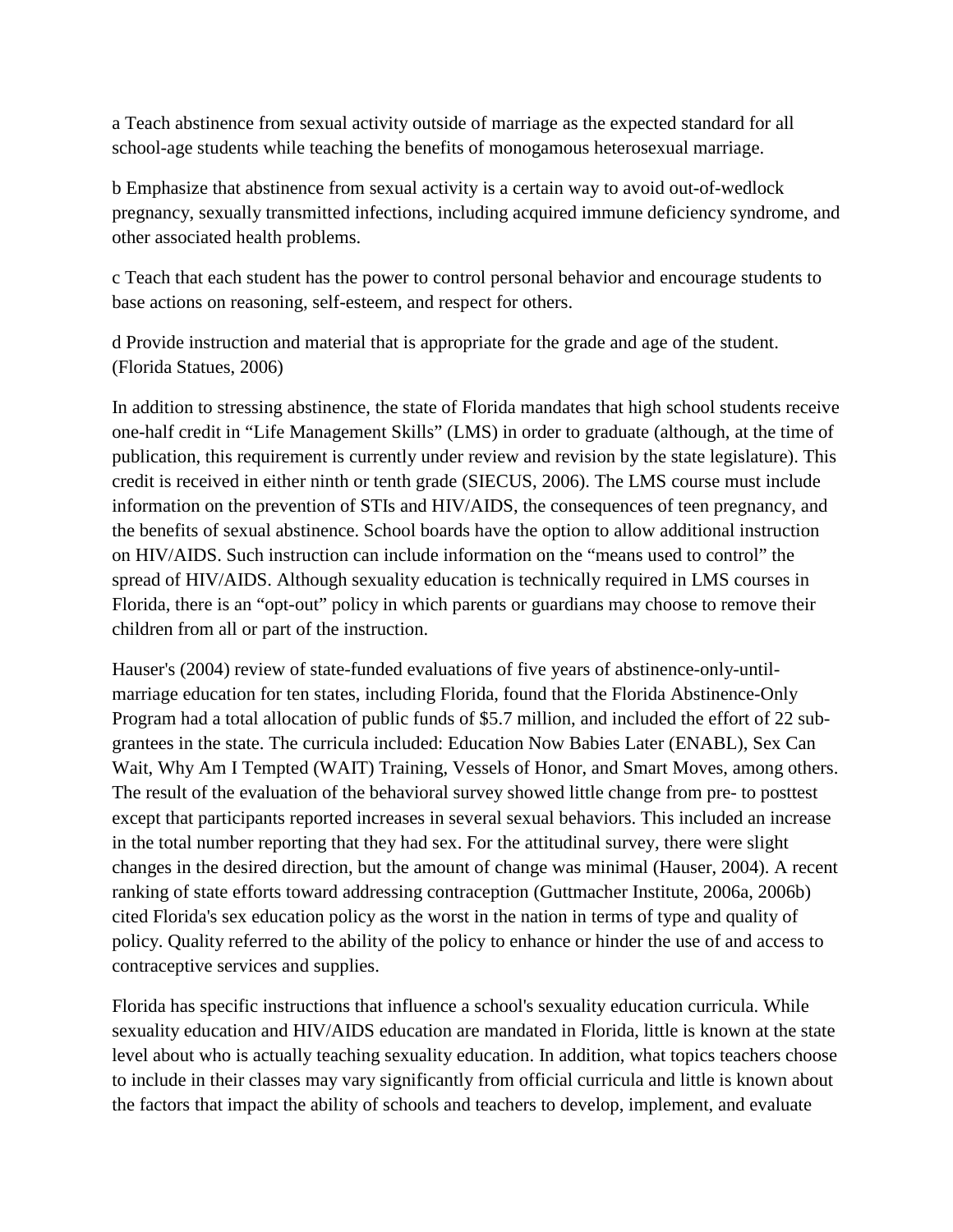a Teach abstinence from sexual activity outside of marriage as the expected standard for all school-age students while teaching the benefits of monogamous heterosexual marriage.

b Emphasize that abstinence from sexual activity is a certain way to avoid out-of-wedlock pregnancy, sexually transmitted infections, including acquired immune deficiency syndrome, and other associated health problems.

c Teach that each student has the power to control personal behavior and encourage students to base actions on reasoning, self-esteem, and respect for others.

d Provide instruction and material that is appropriate for the grade and age of the student. (Florida Statues, 2006)

In addition to stressing abstinence, the state of Florida mandates that high school students receive one-half credit in "Life Management Skills" (LMS) in order to graduate (although, at the time of publication, this requirement is currently under review and revision by the state legislature). This credit is received in either ninth or tenth grade (SIECUS, 2006). The LMS course must include information on the prevention of STIs and HIV/AIDS, the consequences of teen pregnancy, and the benefits of sexual abstinence. School boards have the option to allow additional instruction on HIV/AIDS. Such instruction can include information on the "means used to control" the spread of HIV/AIDS. Although sexuality education is technically required in LMS courses in Florida, there is an "opt-out" policy in which parents or guardians may choose to remove their children from all or part of the instruction.

Hauser's (2004) review of state-funded evaluations of five years of abstinence-only-until-marriage education for ten states, including Florida, found that the Florida Abstinence-Only Program had a total allocation of public funds of $5.7 million, and included the effort of 22 sub-grantees in the state. The curricula included: Education Now Babies Later (ENABL), Sex Can Wait, Why Am I Tempted (WAIT) Training, Vessels of Honor, and Smart Moves, among others. The result of the evaluation of the behavioral survey showed little change from pre- to posttest except that participants reported increases in several sexual behaviors. This included an increase in the total number reporting that they had sex. For the attitudinal survey, there were slight changes in the desired direction, but the amount of change was minimal (Hauser, 2004). A recent ranking of state efforts toward addressing contraception (Guttmacher Institute, 2006a, 2006b) cited Florida's sex education policy as the worst in the nation in terms of type and quality of policy. Quality referred to the ability of the policy to enhance or hinder the use of and access to contraceptive services and supplies.

Florida has specific instructions that influence a school's sexuality education curricula. While sexuality education and HIV/AIDS education are mandated in Florida, little is known at the state level about who is actually teaching sexuality education. In addition, what topics teachers choose to include in their classes may vary significantly from official curricula and little is known about the factors that impact the ability of schools and teachers to develop, implement, and evaluate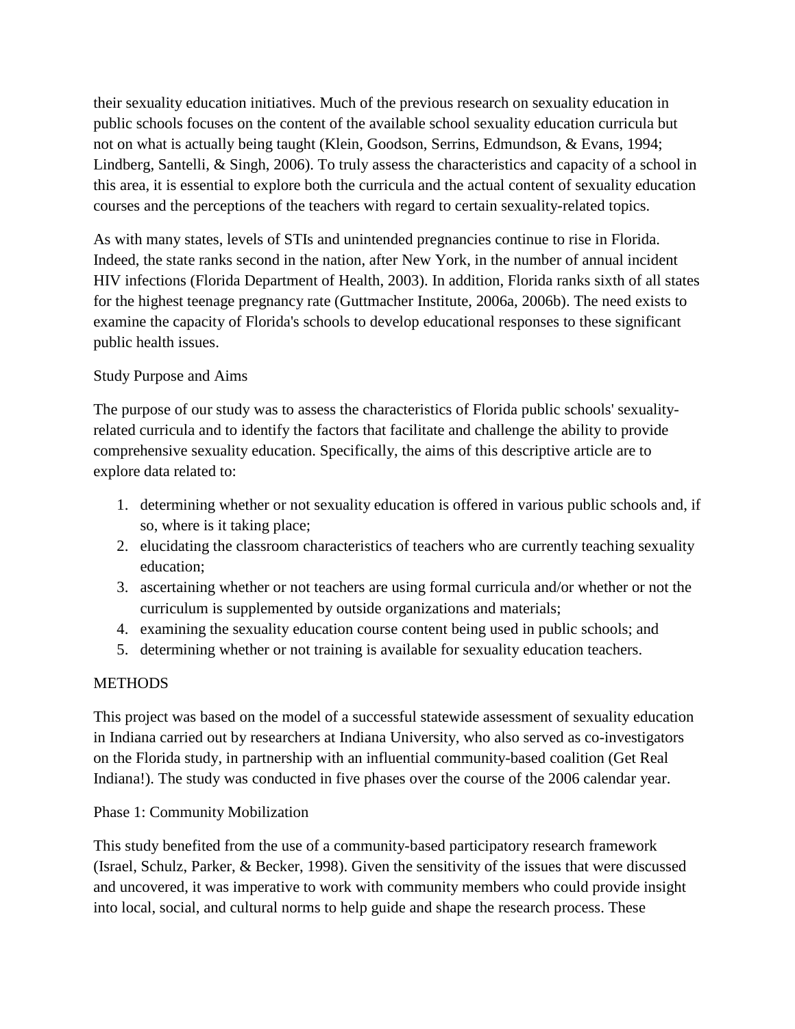their sexuality education initiatives. Much of the previous research on sexuality education in public schools focuses on the content of the available school sexuality education curricula but not on what is actually being taught (Klein, Goodson, Serrins, Edmundson, & Evans, 1994; Lindberg, Santelli, & Singh, 2006). To truly assess the characteristics and capacity of a school in this area, it is essential to explore both the curricula and the actual content of sexuality education courses and the perceptions of the teachers with regard to certain sexuality-related topics.

As with many states, levels of STIs and unintended pregnancies continue to rise in Florida. Indeed, the state ranks second in the nation, after New York, in the number of annual incident HIV infections (Florida Department of Health, 2003). In addition, Florida ranks sixth of all states for the highest teenage pregnancy rate (Guttmacher Institute, 2006a, 2006b). The need exists to examine the capacity of Florida's schools to develop educational responses to these significant public health issues.

## Study Purpose and Aims

The purpose of our study was to assess the characteristics of Florida public schools' sexuality-related curricula and to identify the factors that facilitate and challenge the ability to provide comprehensive sexuality education. Specifically, the aims of this descriptive article are to explore data related to:

1. determining whether or not sexuality education is offered in various public schools and, if so, where is it taking place;
2. elucidating the classroom characteristics of teachers who are currently teaching sexuality education;
3. ascertaining whether or not teachers are using formal curricula and/or whether or not the curriculum is supplemented by outside organizations and materials;
4. examining the sexuality education course content being used in public schools; and
5. determining whether or not training is available for sexuality education teachers.

# METHODS

This project was based on the model of a successful statewide assessment of sexuality education in Indiana carried out by researchers at Indiana University, who also served as co-investigators on the Florida study, in partnership with an influential community-based coalition (Get Real Indiana!). The study was conducted in five phases over the course of the 2006 calendar year.

## Phase 1: Community Mobilization

This study benefited from the use of a community-based participatory research framework (Israel, Schulz, Parker, & Becker, 1998). Given the sensitivity of the issues that were discussed and uncovered, it was imperative to work with community members who could provide insight into local, social, and cultural norms to help guide and shape the research process. These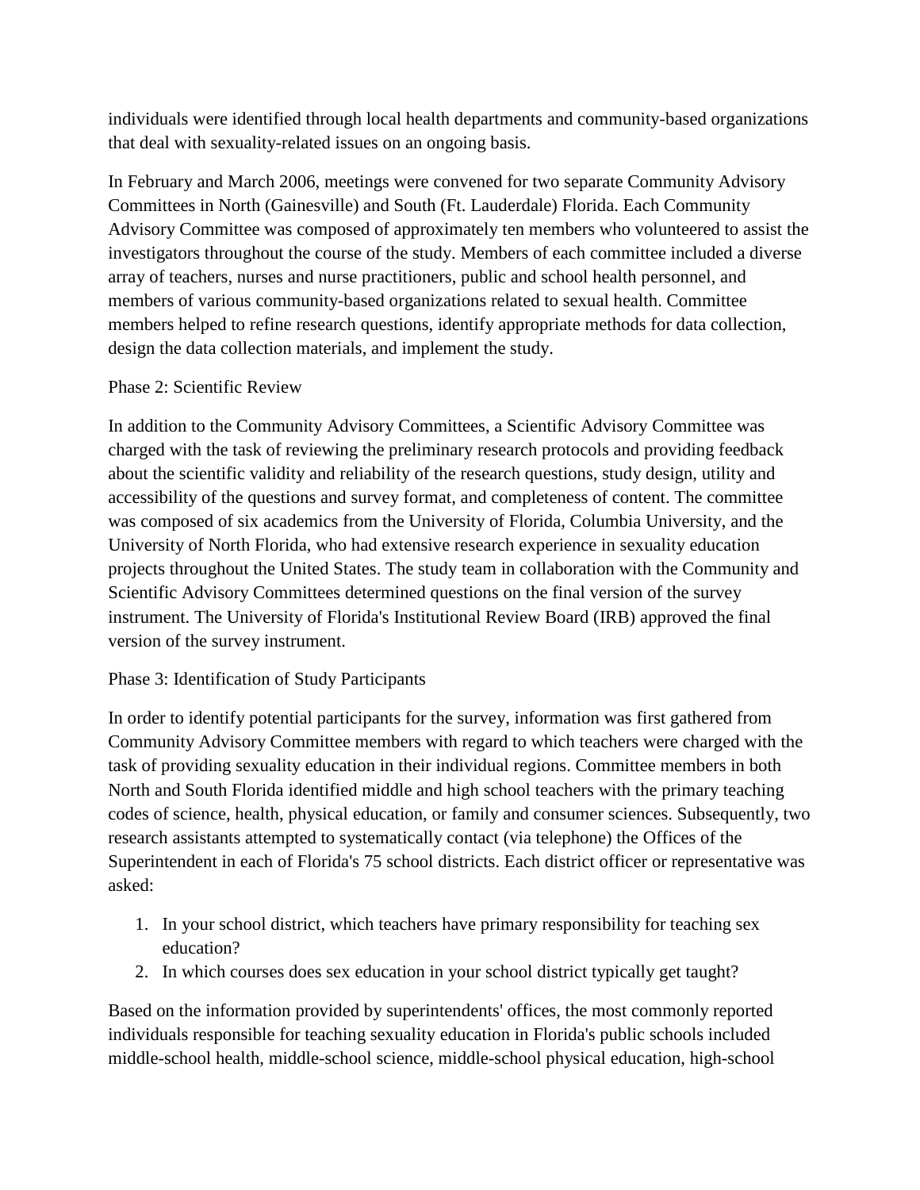individuals were identified through local health departments and community-based organizations that deal with sexuality-related issues on an ongoing basis.

In February and March 2006, meetings were convened for two separate Community Advisory Committees in North (Gainesville) and South (Ft. Lauderdale) Florida. Each Community Advisory Committee was composed of approximately ten members who volunteered to assist the investigators throughout the course of the study. Members of each committee included a diverse array of teachers, nurses and nurse practitioners, public and school health personnel, and members of various community-based organizations related to sexual health. Committee members helped to refine research questions, identify appropriate methods for data collection, design the data collection materials, and implement the study.

Phase 2: Scientific Review

In addition to the Community Advisory Committees, a Scientific Advisory Committee was charged with the task of reviewing the preliminary research protocols and providing feedback about the scientific validity and reliability of the research questions, study design, utility and accessibility of the questions and survey format, and completeness of content. The committee was composed of six academics from the University of Florida, Columbia University, and the University of North Florida, who had extensive research experience in sexuality education projects throughout the United States. The study team in collaboration with the Community and Scientific Advisory Committees determined questions on the final version of the survey instrument. The University of Florida's Institutional Review Board (IRB) approved the final version of the survey instrument.

Phase 3: Identification of Study Participants

In order to identify potential participants for the survey, information was first gathered from Community Advisory Committee members with regard to which teachers were charged with the task of providing sexuality education in their individual regions. Committee members in both North and South Florida identified middle and high school teachers with the primary teaching codes of science, health, physical education, or family and consumer sciences. Subsequently, two research assistants attempted to systematically contact (via telephone) the Offices of the Superintendent in each of Florida's 75 school districts. Each district officer or representative was asked:

1. In your school district, which teachers have primary responsibility for teaching sex education?
2. In which courses does sex education in your school district typically get taught?

Based on the information provided by superintendents' offices, the most commonly reported individuals responsible for teaching sexuality education in Florida's public schools included middle-school health, middle-school science, middle-school physical education, high-school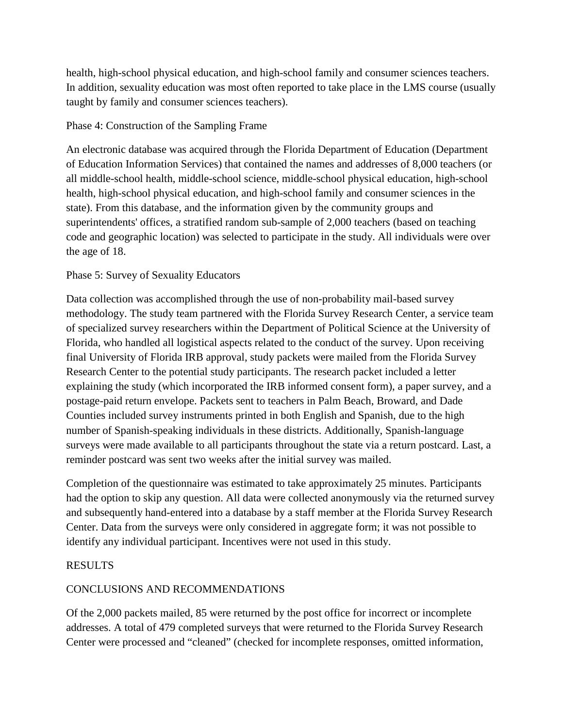health, high-school physical education, and high-school family and consumer sciences teachers. In addition, sexuality education was most often reported to take place in the LMS course (usually taught by family and consumer sciences teachers).

### Phase 4: Construction of the Sampling Frame

An electronic database was acquired through the Florida Department of Education (Department of Education Information Services) that contained the names and addresses of 8,000 teachers (or all middle-school health, middle-school science, middle-school physical education, high-school health, high-school physical education, and high-school family and consumer sciences in the state). From this database, and the information given by the community groups and superintendents' offices, a stratified random sub-sample of 2,000 teachers (based on teaching code and geographic location) was selected to participate in the study. All individuals were over the age of 18.

### Phase 5: Survey of Sexuality Educators

Data collection was accomplished through the use of non-probability mail-based survey methodology. The study team partnered with the Florida Survey Research Center, a service team of specialized survey researchers within the Department of Political Science at the University of Florida, who handled all logistical aspects related to the conduct of the survey. Upon receiving final University of Florida IRB approval, study packets were mailed from the Florida Survey Research Center to the potential study participants. The research packet included a letter explaining the study (which incorporated the IRB informed consent form), a paper survey, and a postage-paid return envelope. Packets sent to teachers in Palm Beach, Broward, and Dade Counties included survey instruments printed in both English and Spanish, due to the high number of Spanish-speaking individuals in these districts. Additionally, Spanish-language surveys were made available to all participants throughout the state via a return postcard. Last, a reminder postcard was sent two weeks after the initial survey was mailed.

Completion of the questionnaire was estimated to take approximately 25 minutes. Participants had the option to skip any question. All data were collected anonymously via the returned survey and subsequently hand-entered into a database by a staff member at the Florida Survey Research Center. Data from the surveys were only considered in aggregate form; it was not possible to identify any individual participant. Incentives were not used in this study.

## RESULTS

## CONCLUSIONS AND RECOMMENDATIONS

Of the 2,000 packets mailed, 85 were returned by the post office for incorrect or incomplete addresses. A total of 479 completed surveys that were returned to the Florida Survey Research Center were processed and "cleaned" (checked for incomplete responses, omitted information,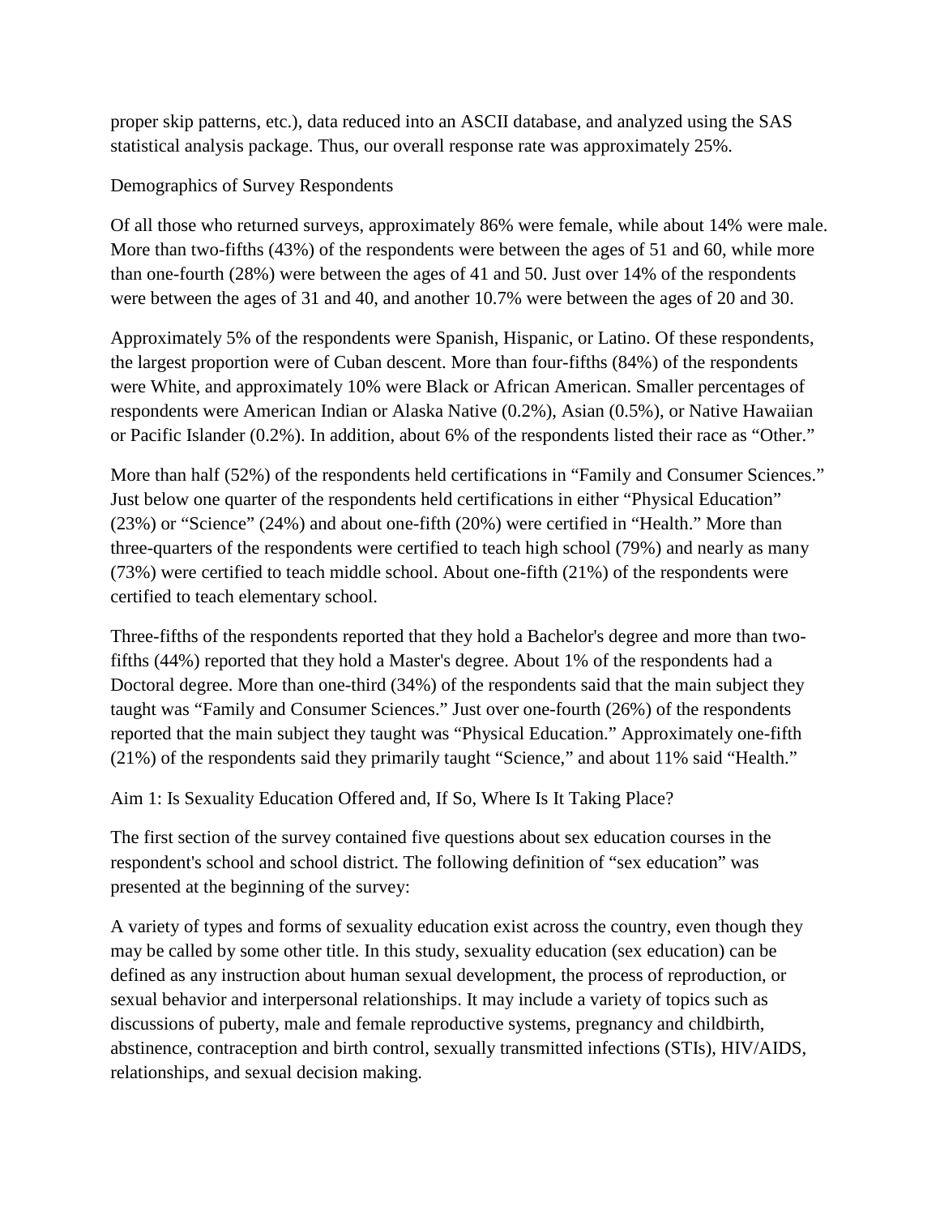proper skip patterns, etc.), data reduced into an ASCII database, and analyzed using the SAS statistical analysis package. Thus, our overall response rate was approximately 25%.

## Demographics of Survey Respondents

Of all those who returned surveys, approximately 86% were female, while about 14% were male. More than two-fifths (43%) of the respondents were between the ages of 51 and 60, while more than one-fourth (28%) were between the ages of 41 and 50. Just over 14% of the respondents were between the ages of 31 and 40, and another 10.7% were between the ages of 20 and 30.

Approximately 5% of the respondents were Spanish, Hispanic, or Latino. Of these respondents, the largest proportion were of Cuban descent. More than four-fifths (84%) of the respondents were White, and approximately 10% were Black or African American. Smaller percentages of respondents were American Indian or Alaska Native (0.2%), Asian (0.5%), or Native Hawaiian or Pacific Islander (0.2%). In addition, about 6% of the respondents listed their race as "Other."

More than half (52%) of the respondents held certifications in "Family and Consumer Sciences." Just below one quarter of the respondents held certifications in either "Physical Education" (23%) or "Science" (24%) and about one-fifth (20%) were certified in "Health." More than three-quarters of the respondents were certified to teach high school (79%) and nearly as many (73%) were certified to teach middle school. About one-fifth (21%) of the respondents were certified to teach elementary school.

Three-fifths of the respondents reported that they hold a Bachelor's degree and more than two-fifths (44%) reported that they hold a Master's degree. About 1% of the respondents had a Doctoral degree. More than one-third (34%) of the respondents said that the main subject they taught was "Family and Consumer Sciences." Just over one-fourth (26%) of the respondents reported that the main subject they taught was "Physical Education." Approximately one-fifth (21%) of the respondents said they primarily taught "Science," and about 11% said "Health."

## Aim 1: Is Sexuality Education Offered and, If So, Where Is It Taking Place?

The first section of the survey contained five questions about sex education courses in the respondent's school and school district. The following definition of "sex education" was presented at the beginning of the survey:

A variety of types and forms of sexuality education exist across the country, even though they may be called by some other title. In this study, sexuality education (sex education) can be defined as any instruction about human sexual development, the process of reproduction, or sexual behavior and interpersonal relationships. It may include a variety of topics such as discussions of puberty, male and female reproductive systems, pregnancy and childbirth, abstinence, contraception and birth control, sexually transmitted infections (STIs), HIV/AIDS, relationships, and sexual decision making.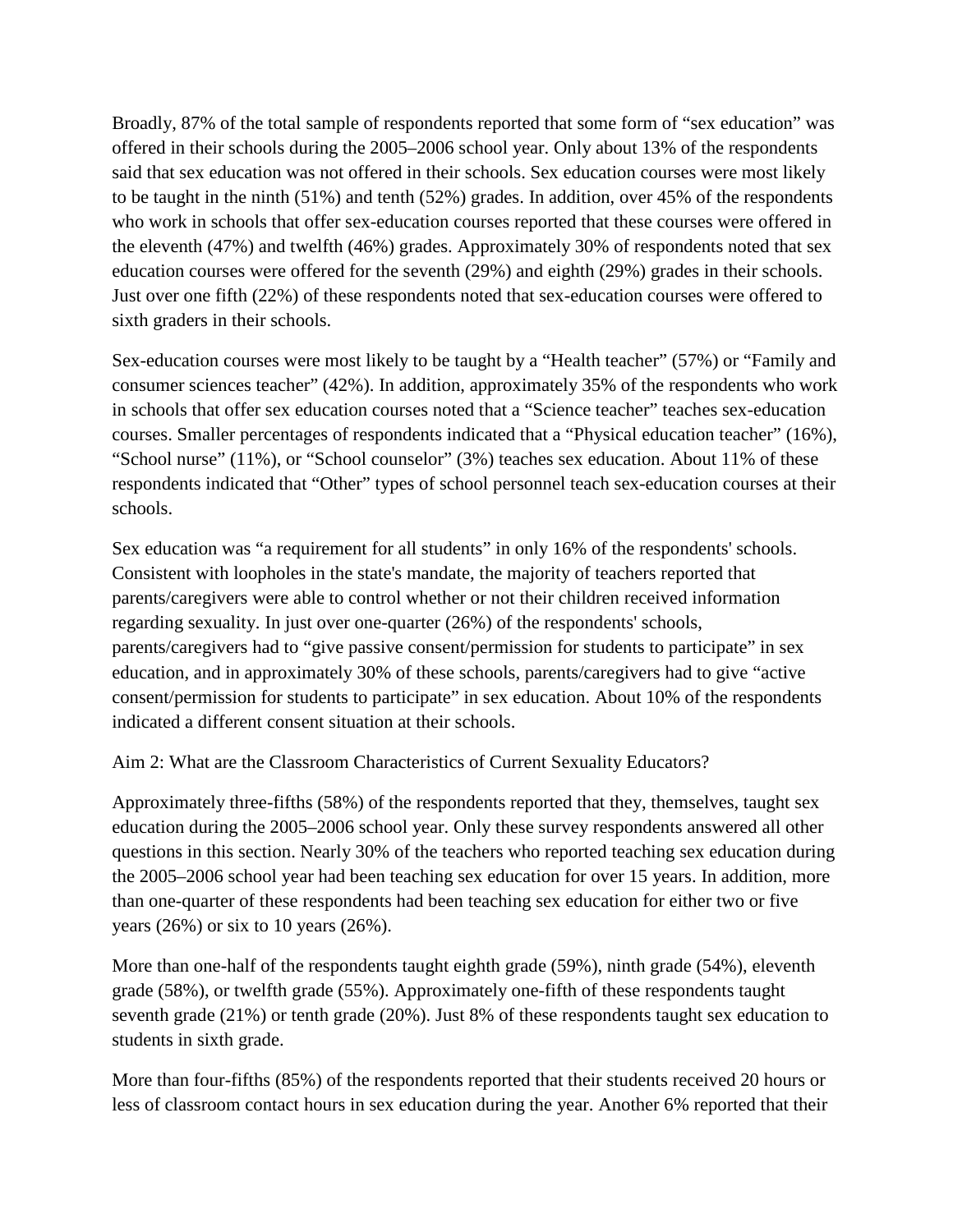Broadly, 87% of the total sample of respondents reported that some form of “sex education” was offered in their schools during the 2005–2006 school year. Only about 13% of the respondents said that sex education was not offered in their schools. Sex education courses were most likely to be taught in the ninth (51%) and tenth (52%) grades. In addition, over 45% of the respondents who work in schools that offer sex-education courses reported that these courses were offered in the eleventh (47%) and twelfth (46%) grades. Approximately 30% of respondents noted that sex education courses were offered for the seventh (29%) and eighth (29%) grades in their schools. Just over one fifth (22%) of these respondents noted that sex-education courses were offered to sixth graders in their schools.

Sex-education courses were most likely to be taught by a “Health teacher” (57%) or “Family and consumer sciences teacher” (42%). In addition, approximately 35% of the respondents who work in schools that offer sex education courses noted that a “Science teacher” teaches sex-education courses. Smaller percentages of respondents indicated that a “Physical education teacher” (16%), “School nurse” (11%), or “School counselor” (3%) teaches sex education. About 11% of these respondents indicated that “Other” types of school personnel teach sex-education courses at their schools.

Sex education was “a requirement for all students” in only 16% of the respondents' schools. Consistent with loopholes in the state's mandate, the majority of teachers reported that parents/caregivers were able to control whether or not their children received information regarding sexuality. In just over one-quarter (26%) of the respondents' schools, parents/caregivers had to “give passive consent/permission for students to participate” in sex education, and in approximately 30% of these schools, parents/caregivers had to give “active consent/permission for students to participate” in sex education. About 10% of the respondents indicated a different consent situation at their schools.

Aim 2: What are the Classroom Characteristics of Current Sexuality Educators?

Approximately three-fifths (58%) of the respondents reported that they, themselves, taught sex education during the 2005–2006 school year. Only these survey respondents answered all other questions in this section. Nearly 30% of the teachers who reported teaching sex education during the 2005–2006 school year had been teaching sex education for over 15 years. In addition, more than one-quarter of these respondents had been teaching sex education for either two or five years (26%) or six to 10 years (26%).

More than one-half of the respondents taught eighth grade (59%), ninth grade (54%), eleventh grade (58%), or twelfth grade (55%). Approximately one-fifth of these respondents taught seventh grade (21%) or tenth grade (20%). Just 8% of these respondents taught sex education to students in sixth grade.

More than four-fifths (85%) of the respondents reported that their students received 20 hours or less of classroom contact hours in sex education during the year. Another 6% reported that their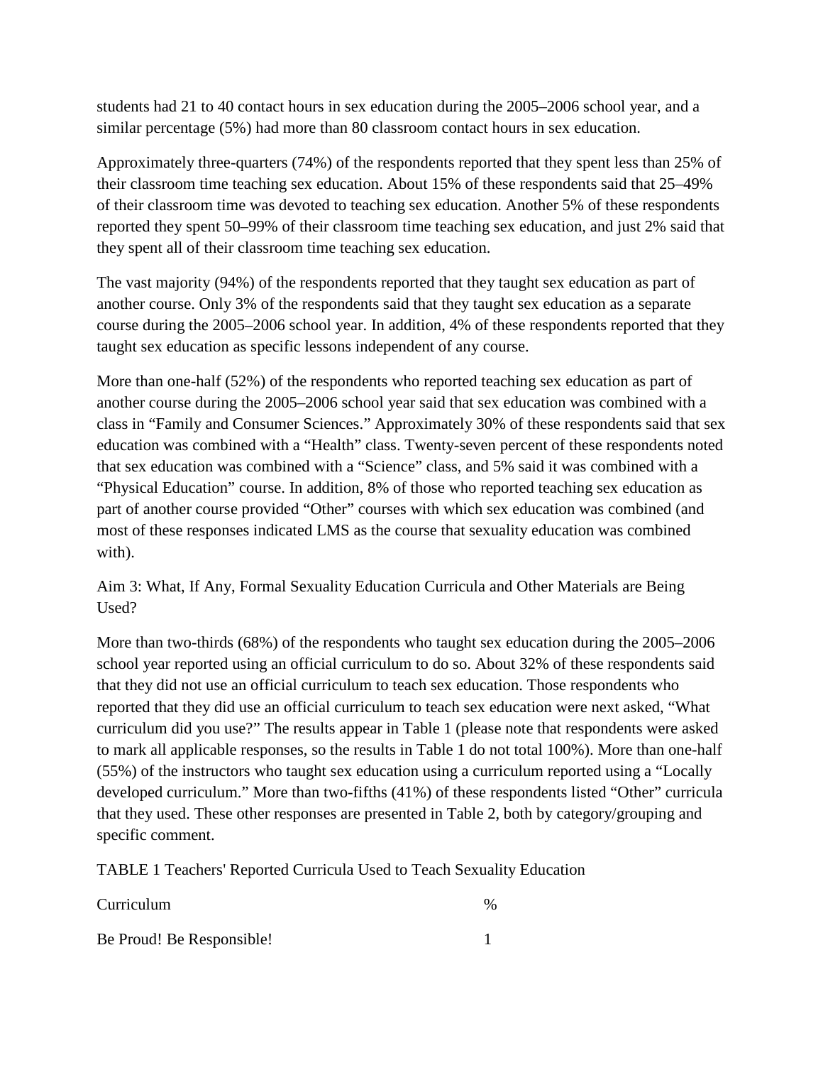students had 21 to 40 contact hours in sex education during the 2005–2006 school year, and a similar percentage (5%) had more than 80 classroom contact hours in sex education.

Approximately three-quarters (74%) of the respondents reported that they spent less than 25% of their classroom time teaching sex education. About 15% of these respondents said that 25–49% of their classroom time was devoted to teaching sex education. Another 5% of these respondents reported they spent 50–99% of their classroom time teaching sex education, and just 2% said that they spent all of their classroom time teaching sex education.

The vast majority (94%) of the respondents reported that they taught sex education as part of another course. Only 3% of the respondents said that they taught sex education as a separate course during the 2005–2006 school year. In addition, 4% of these respondents reported that they taught sex education as specific lessons independent of any course.

More than one-half (52%) of the respondents who reported teaching sex education as part of another course during the 2005–2006 school year said that sex education was combined with a class in "Family and Consumer Sciences." Approximately 30% of these respondents said that sex education was combined with a "Health" class. Twenty-seven percent of these respondents noted that sex education was combined with a "Science" class, and 5% said it was combined with a "Physical Education" course. In addition, 8% of those who reported teaching sex education as part of another course provided "Other" courses with which sex education was combined (and most of these responses indicated LMS as the course that sexuality education was combined with).

## Aim 3: What, If Any, Formal Sexuality Education Curricula and Other Materials are Being Used?

More than two-thirds (68%) of the respondents who taught sex education during the 2005–2006 school year reported using an official curriculum to do so. About 32% of these respondents said that they did not use an official curriculum to teach sex education. Those respondents who reported that they did use an official curriculum to teach sex education were next asked, "What curriculum did you use?" The results appear in Table 1 (please note that respondents were asked to mark all applicable responses, so the results in Table 1 do not total 100%). More than one-half (55%) of the instructors who taught sex education using a curriculum reported using a "Locally developed curriculum." More than two-fifths (41%) of these respondents listed "Other" curricula that they used. These other responses are presented in Table 2, both by category/grouping and specific comment.

TABLE 1 Teachers' Reported Curricula Used to Teach Sexuality Education

| Curriculum | % |
|---|---|
| Be Proud! Be Responsible! | 1 |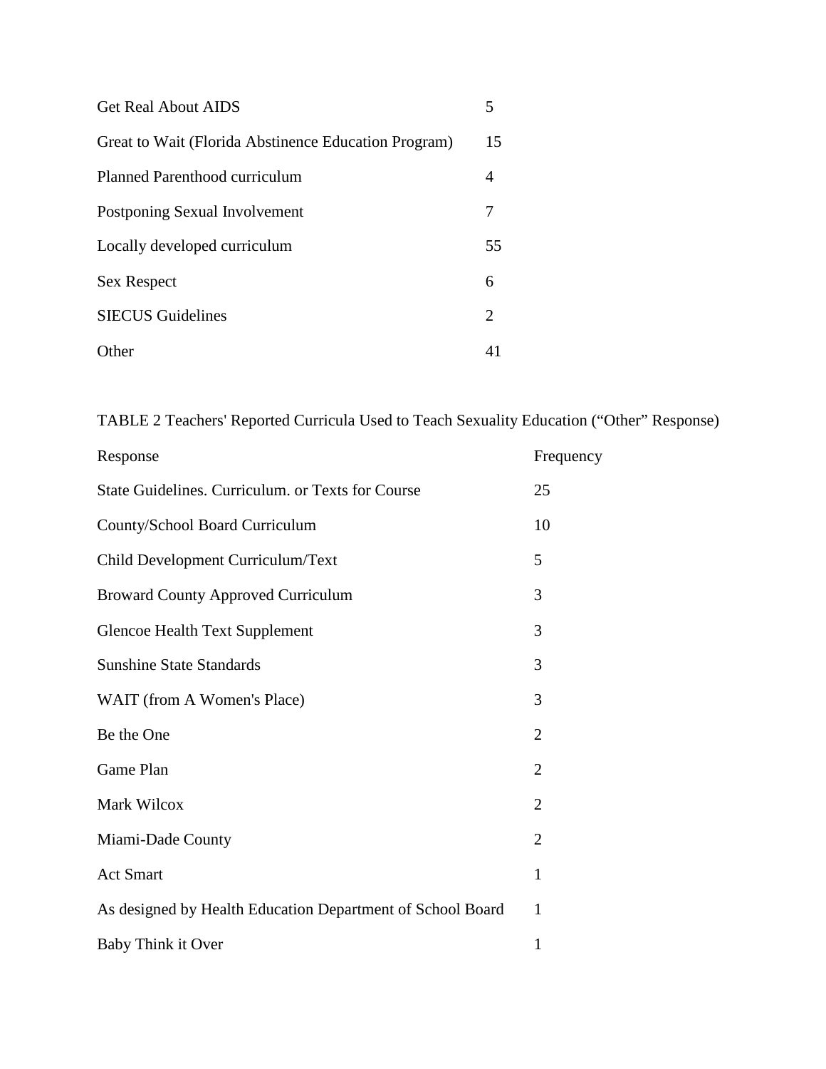| | |
|---|---|
| Get Real About AIDS | 5 |
| Great to Wait (Florida Abstinence Education Program) | 15 |
| Planned Parenthood curriculum | 4 |
| Postponing Sexual Involvement | 7 |
| Locally developed curriculum | 55 |
| Sex Respect | 6 |
| SIECUS Guidelines | 2 |
| Other | 41 |

TABLE 2 Teachers' Reported Curricula Used to Teach Sexuality Education ("Other" Response)

| Response | Frequency |
|---|---|
| State Guidelines. Curriculum. or Texts for Course | 25 |
| County/School Board Curriculum | 10 |
| Child Development Curriculum/Text | 5 |
| Broward County Approved Curriculum | 3 |
| Glencoe Health Text Supplement | 3 |
| Sunshine State Standards | 3 |
| WAIT (from A Women's Place) | 3 |
| Be the One | 2 |
| Game Plan | 2 |
| Mark Wilcox | 2 |
| Miami-Dade County | 2 |
| Act Smart | 1 |
| As designed by Health Education Department of School Board | 1 |
| Baby Think it Over | 1 |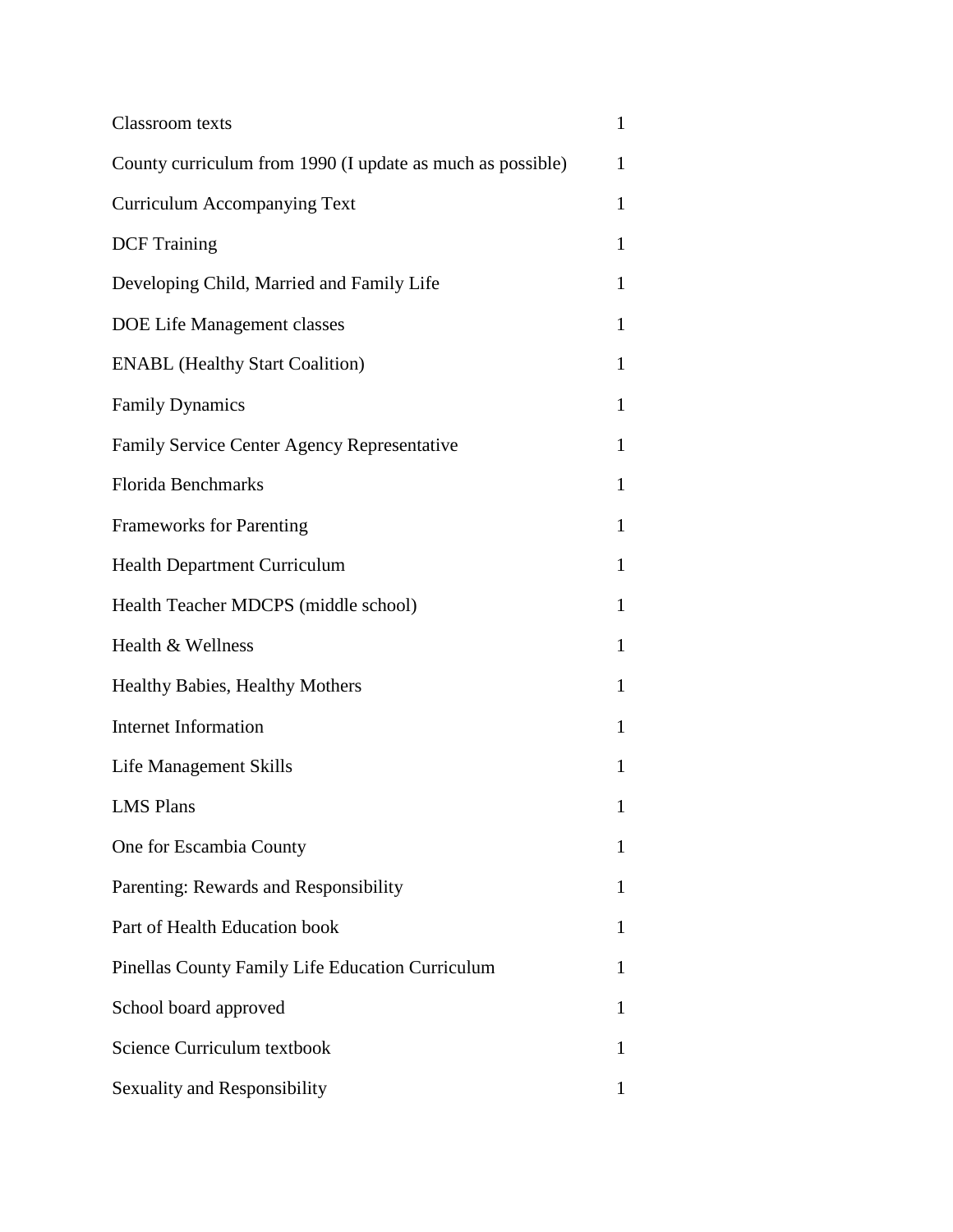| | |
|---|---|
| Classroom texts | 1 |
| County curriculum from 1990 (I update as much as possible) | 1 |
| Curriculum Accompanying Text | 1 |
| DCF Training | 1 |
| Developing Child, Married and Family Life | 1 |
| DOE Life Management classes | 1 |
| ENABL (Healthy Start Coalition) | 1 |
| Family Dynamics | 1 |
| Family Service Center Agency Representative | 1 |
| Florida Benchmarks | 1 |
| Frameworks for Parenting | 1 |
| Health Department Curriculum | 1 |
| Health Teacher MDCPS (middle school) | 1 |
| Health & Wellness | 1 |
| Healthy Babies, Healthy Mothers | 1 |
| Internet Information | 1 |
| Life Management Skills | 1 |
| LMS Plans | 1 |
| One for Escambia County | 1 |
| Parenting: Rewards and Responsibility | 1 |
| Part of Health Education book | 1 |
| Pinellas County Family Life Education Curriculum | 1 |
| School board approved | 1 |
| Science Curriculum textbook | 1 |
| Sexuality and Responsibility | 1 |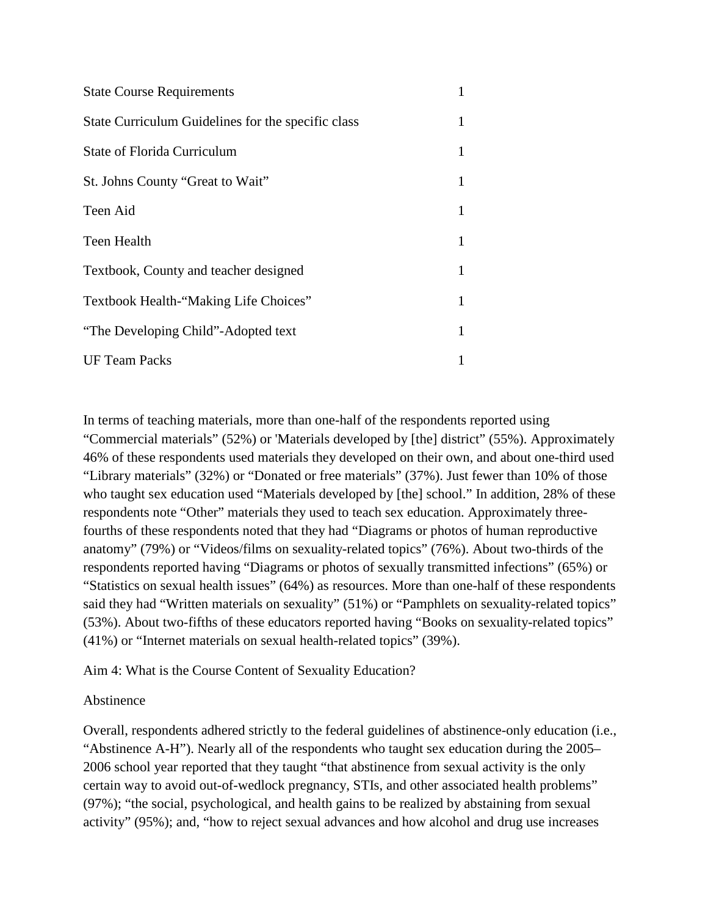| | |
|---|---|
| State Course Requirements | 1 |
| State Curriculum Guidelines for the specific class | 1 |
| State of Florida Curriculum | 1 |
| St. Johns County "Great to Wait" | 1 |
| Teen Aid | 1 |
| Teen Health | 1 |
| Textbook, County and teacher designed | 1 |
| Textbook Health-"Making Life Choices" | 1 |
| "The Developing Child"-Adopted text | 1 |
| UF Team Packs | 1 |

In terms of teaching materials, more than one-half of the respondents reported using "Commercial materials" (52%) or 'Materials developed by [the] district" (55%). Approximately 46% of these respondents used materials they developed on their own, and about one-third used "Library materials" (32%) or "Donated or free materials" (37%). Just fewer than 10% of those who taught sex education used "Materials developed by [the] school." In addition, 28% of these respondents note "Other" materials they used to teach sex education. Approximately three-fourths of these respondents noted that they had "Diagrams or photos of human reproductive anatomy" (79%) or "Videos/films on sexuality-related topics" (76%). About two-thirds of the respondents reported having "Diagrams or photos of sexually transmitted infections" (65%) or "Statistics on sexual health issues" (64%) as resources. More than one-half of these respondents said they had "Written materials on sexuality" (51%) or "Pamphlets on sexuality-related topics" (53%). About two-fifths of these educators reported having "Books on sexuality-related topics" (41%) or "Internet materials on sexual health-related topics" (39%).

Aim 4: What is the Course Content of Sexuality Education?

Abstinence

Overall, respondents adhered strictly to the federal guidelines of abstinence-only education (i.e., "Abstinence A-H"). Nearly all of the respondents who taught sex education during the 2005–2006 school year reported that they taught "that abstinence from sexual activity is the only certain way to avoid out-of-wedlock pregnancy, STIs, and other associated health problems" (97%); "the social, psychological, and health gains to be realized by abstaining from sexual activity" (95%); and, "how to reject sexual advances and how alcohol and drug use increases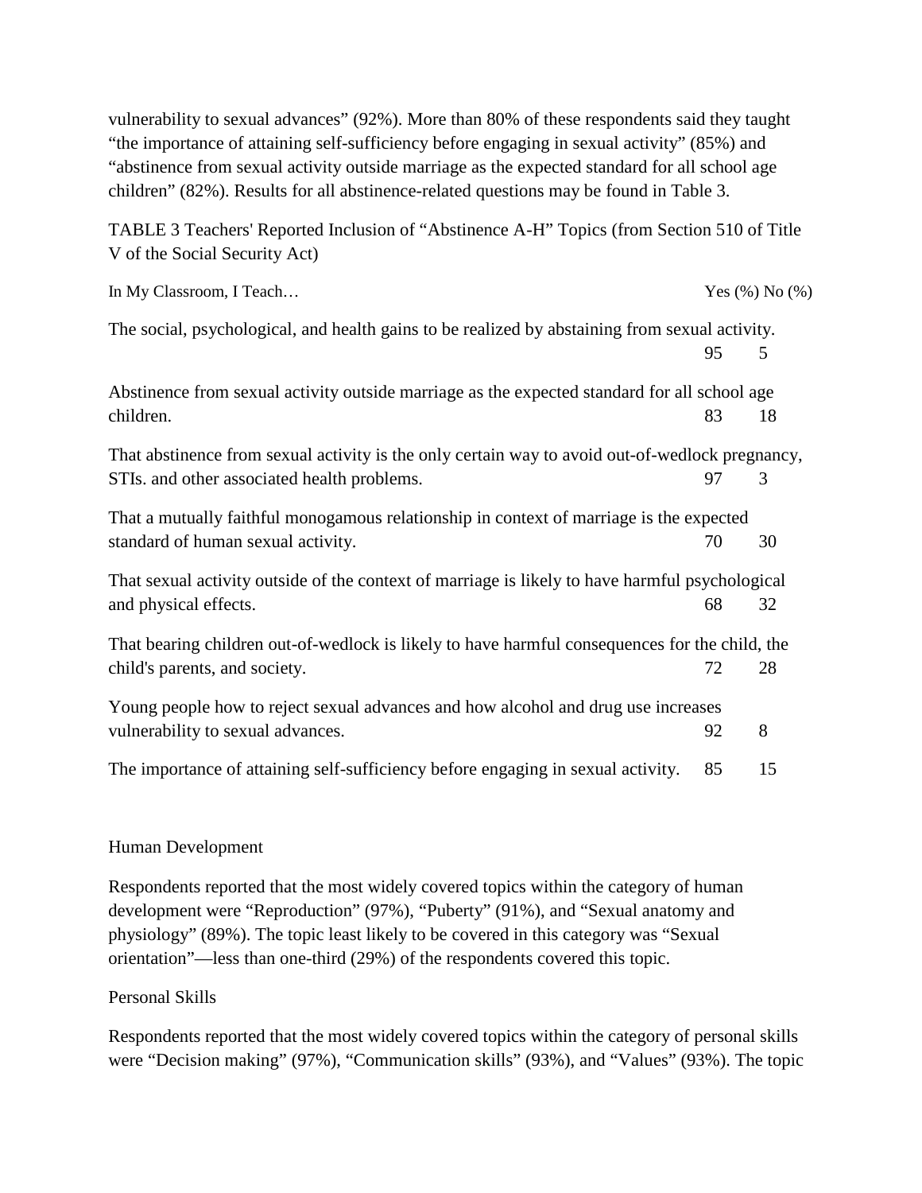vulnerability to sexual advances" (92%). More than 80% of these respondents said they taught "the importance of attaining self-sufficiency before engaging in sexual activity" (85%) and "abstinence from sexual activity outside marriage as the expected standard for all school age children" (82%). Results for all abstinence-related questions may be found in Table 3.

TABLE 3 Teachers' Reported Inclusion of "Abstinence A-H" Topics (from Section 510 of Title V of the Social Security Act)

| In My Classroom, I Teach… | Yes (%) | No (%) |
|---|---|---|
| The social, psychological, and health gains to be realized by abstaining from sexual activity. | 95 | 5 |
| Abstinence from sexual activity outside marriage as the expected standard for all school age children. | 83 | 18 |
| That abstinence from sexual activity is the only certain way to avoid out-of-wedlock pregnancy, STIs. and other associated health problems. | 97 | 3 |
| That a mutually faithful monogamous relationship in context of marriage is the expected standard of human sexual activity. | 70 | 30 |
| That sexual activity outside of the context of marriage is likely to have harmful psychological and physical effects. | 68 | 32 |
| That bearing children out-of-wedlock is likely to have harmful consequences for the child, the child's parents, and society. | 72 | 28 |
| Young people how to reject sexual advances and how alcohol and drug use increases vulnerability to sexual advances. | 92 | 8 |
| The importance of attaining self-sufficiency before engaging in sexual activity. | 85 | 15 |

## Human Development

Respondents reported that the most widely covered topics within the category of human development were "Reproduction" (97%), "Puberty" (91%), and "Sexual anatomy and physiology" (89%). The topic least likely to be covered in this category was "Sexual orientation"—less than one-third (29%) of the respondents covered this topic.

## Personal Skills

Respondents reported that the most widely covered topics within the category of personal skills were "Decision making" (97%), "Communication skills" (93%), and "Values" (93%). The topic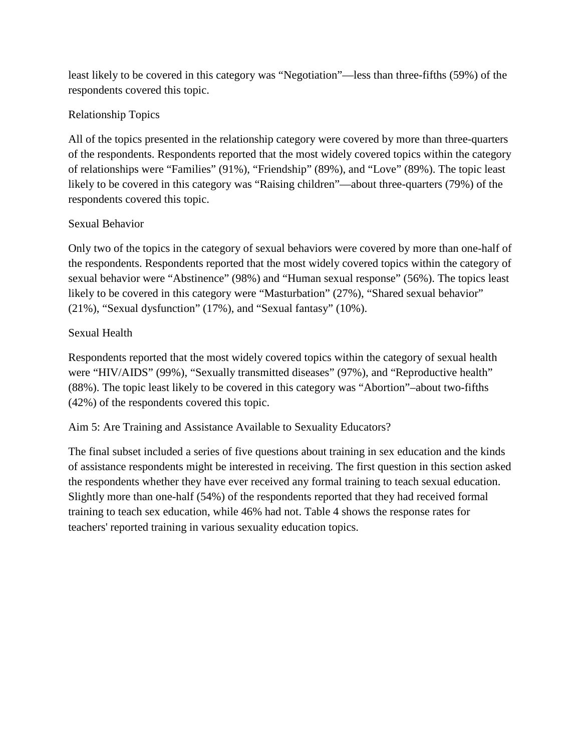least likely to be covered in this category was “Negotiation”—less than three-fifths (59%) of the respondents covered this topic.

### Relationship Topics

All of the topics presented in the relationship category were covered by more than three-quarters of the respondents. Respondents reported that the most widely covered topics within the category of relationships were “Families” (91%), “Friendship” (89%), and “Love” (89%). The topic least likely to be covered in this category was “Raising children”—about three-quarters (79%) of the respondents covered this topic.

### Sexual Behavior

Only two of the topics in the category of sexual behaviors were covered by more than one-half of the respondents. Respondents reported that the most widely covered topics within the category of sexual behavior were “Abstinence” (98%) and “Human sexual response” (56%). The topics least likely to be covered in this category were “Masturbation” (27%), “Shared sexual behavior” (21%), “Sexual dysfunction” (17%), and “Sexual fantasy” (10%).

### Sexual Health

Respondents reported that the most widely covered topics within the category of sexual health were “HIV/AIDS” (99%), “Sexually transmitted diseases” (97%), and “Reproductive health” (88%). The topic least likely to be covered in this category was “Abortion”–about two-fifths (42%) of the respondents covered this topic.

## Aim 5: Are Training and Assistance Available to Sexuality Educators?

The final subset included a series of five questions about training in sex education and the kinds of assistance respondents might be interested in receiving. The first question in this section asked the respondents whether they have ever received any formal training to teach sexual education. Slightly more than one-half (54%) of the respondents reported that they had received formal training to teach sex education, while 46% had not. Table 4 shows the response rates for teachers' reported training in various sexuality education topics.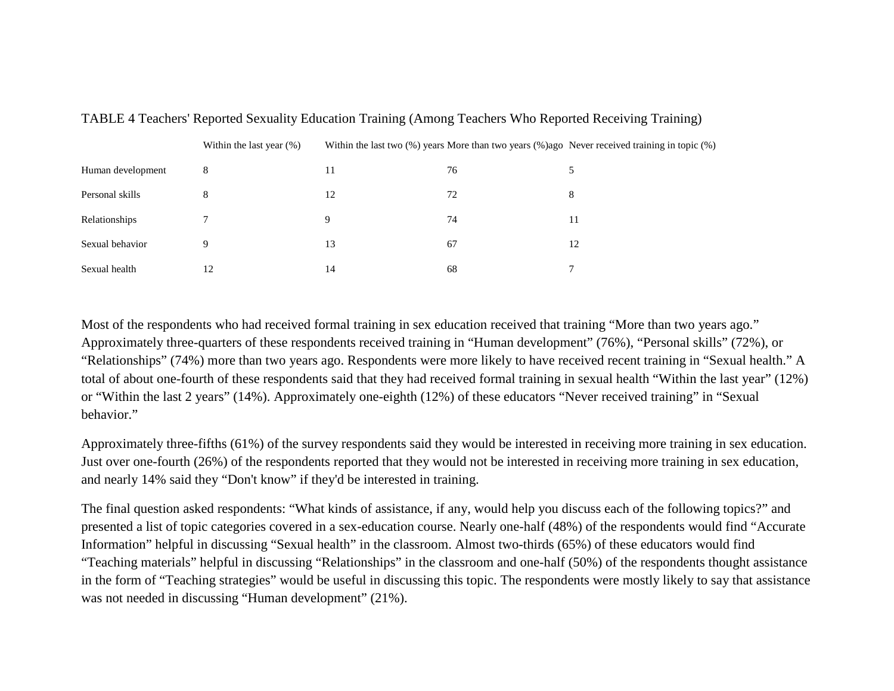TABLE 4 Teachers' Reported Sexuality Education Training (Among Teachers Who Reported Receiving Training)

| | Within the last year (%) | Within the last two (%) years | More than two years (%)ago | Never received training in topic (%) |
|---|---|---|---|---|
| Human development | 8 | 11 | 76 | 5 |
| Personal skills | 8 | 12 | 72 | 8 |
| Relationships | 7 | 9 | 74 | 11 |
| Sexual behavior | 9 | 13 | 67 | 12 |
| Sexual health | 12 | 14 | 68 | 7 |

Most of the respondents who had received formal training in sex education received that training “More than two years ago.” Approximately three-quarters of these respondents received training in “Human development” (76%), “Personal skills” (72%), or “Relationships” (74%) more than two years ago. Respondents were more likely to have received recent training in “Sexual health.” A total of about one-fourth of these respondents said that they had received formal training in sexual health “Within the last year” (12%) or “Within the last 2 years” (14%). Approximately one-eighth (12%) of these educators “Never received training” in “Sexual behavior.”

Approximately three-fifths (61%) of the survey respondents said they would be interested in receiving more training in sex education. Just over one-fourth (26%) of the respondents reported that they would not be interested in receiving more training in sex education, and nearly 14% said they “Don't know” if they'd be interested in training.

The final question asked respondents: “What kinds of assistance, if any, would help you discuss each of the following topics?” and presented a list of topic categories covered in a sex-education course. Nearly one-half (48%) of the respondents would find “Accurate Information” helpful in discussing “Sexual health” in the classroom. Almost two-thirds (65%) of these educators would find “Teaching materials” helpful in discussing “Relationships” in the classroom and one-half (50%) of the respondents thought assistance in the form of “Teaching strategies” would be useful in discussing this topic. The respondents were mostly likely to say that assistance was not needed in discussing “Human development” (21%).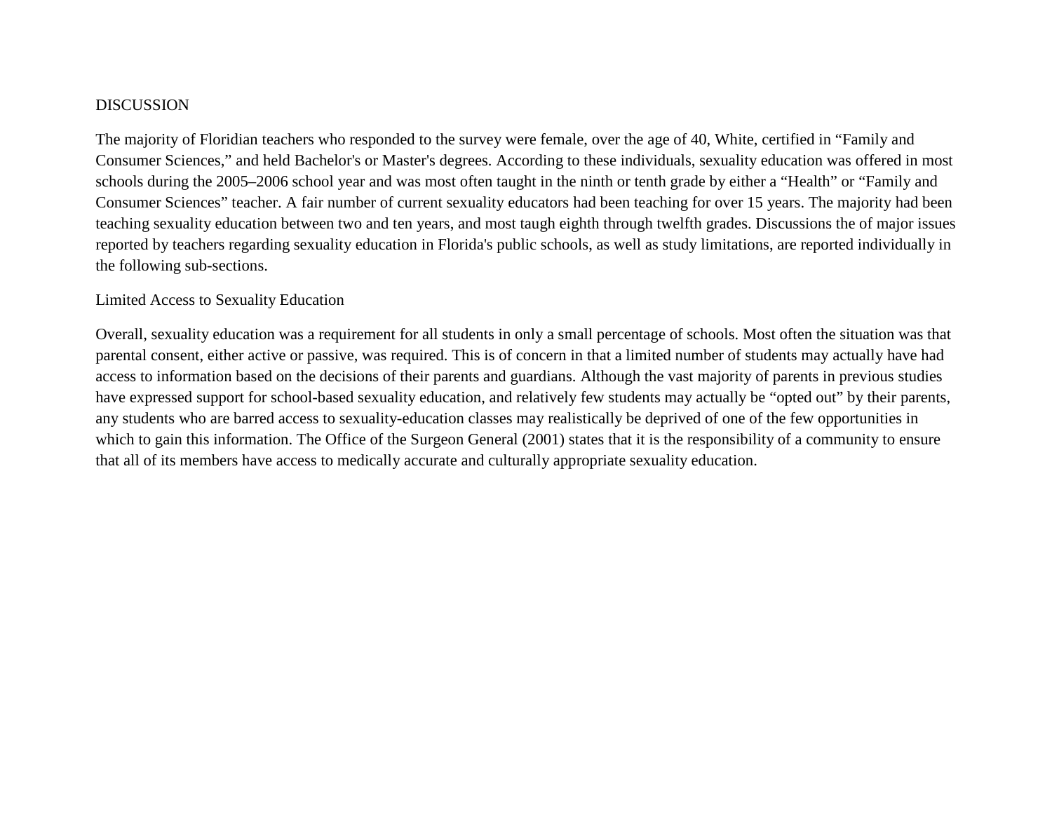## DISCUSSION

The majority of Floridian teachers who responded to the survey were female, over the age of 40, White, certified in “Family and Consumer Sciences,” and held Bachelor's or Master's degrees. According to these individuals, sexuality education was offered in most schools during the 2005–2006 school year and was most often taught in the ninth or tenth grade by either a “Health” or “Family and Consumer Sciences” teacher. A fair number of current sexuality educators had been teaching for over 15 years. The majority had been teaching sexuality education between two and ten years, and most taugh eighth through twelfth grades. Discussions the of major issues reported by teachers regarding sexuality education in Florida's public schools, as well as study limitations, are reported individually in the following sub-sections.

### Limited Access to Sexuality Education

Overall, sexuality education was a requirement for all students in only a small percentage of schools. Most often the situation was that parental consent, either active or passive, was required. This is of concern in that a limited number of students may actually have had access to information based on the decisions of their parents and guardians. Although the vast majority of parents in previous studies have expressed support for school-based sexuality education, and relatively few students may actually be “opted out” by their parents, any students who are barred access to sexuality-education classes may realistically be deprived of one of the few opportunities in which to gain this information. The Office of the Surgeon General (2001) states that it is the responsibility of a community to ensure that all of its members have access to medically accurate and culturally appropriate sexuality education.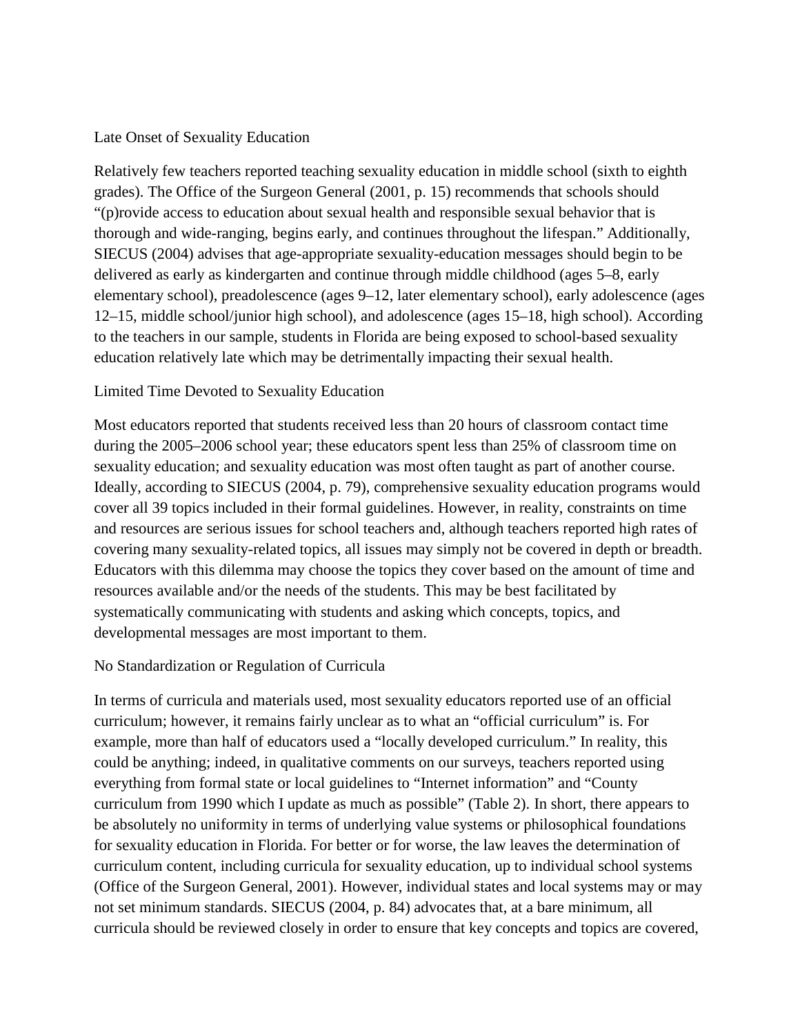### Late Onset of Sexuality Education

Relatively few teachers reported teaching sexuality education in middle school (sixth to eighth grades). The Office of the Surgeon General (2001, p. 15) recommends that schools should "(p)rovide access to education about sexual health and responsible sexual behavior that is thorough and wide-ranging, begins early, and continues throughout the lifespan." Additionally, SIECUS (2004) advises that age-appropriate sexuality-education messages should begin to be delivered as early as kindergarten and continue through middle childhood (ages 5–8, early elementary school), preadolescence (ages 9–12, later elementary school), early adolescence (ages 12–15, middle school/junior high school), and adolescence (ages 15–18, high school). According to the teachers in our sample, students in Florida are being exposed to school-based sexuality education relatively late which may be detrimentally impacting their sexual health.

### Limited Time Devoted to Sexuality Education

Most educators reported that students received less than 20 hours of classroom contact time during the 2005–2006 school year; these educators spent less than 25% of classroom time on sexuality education; and sexuality education was most often taught as part of another course. Ideally, according to SIECUS (2004, p. 79), comprehensive sexuality education programs would cover all 39 topics included in their formal guidelines. However, in reality, constraints on time and resources are serious issues for school teachers and, although teachers reported high rates of covering many sexuality-related topics, all issues may simply not be covered in depth or breadth. Educators with this dilemma may choose the topics they cover based on the amount of time and resources available and/or the needs of the students. This may be best facilitated by systematically communicating with students and asking which concepts, topics, and developmental messages are most important to them.

### No Standardization or Regulation of Curricula

In terms of curricula and materials used, most sexuality educators reported use of an official curriculum; however, it remains fairly unclear as to what an "official curriculum" is. For example, more than half of educators used a "locally developed curriculum." In reality, this could be anything; indeed, in qualitative comments on our surveys, teachers reported using everything from formal state or local guidelines to "Internet information" and "County curriculum from 1990 which I update as much as possible" (Table 2). In short, there appears to be absolutely no uniformity in terms of underlying value systems or philosophical foundations for sexuality education in Florida. For better or for worse, the law leaves the determination of curriculum content, including curricula for sexuality education, up to individual school systems (Office of the Surgeon General, 2001). However, individual states and local systems may or may not set minimum standards. SIECUS (2004, p. 84) advocates that, at a bare minimum, all curricula should be reviewed closely in order to ensure that key concepts and topics are covered,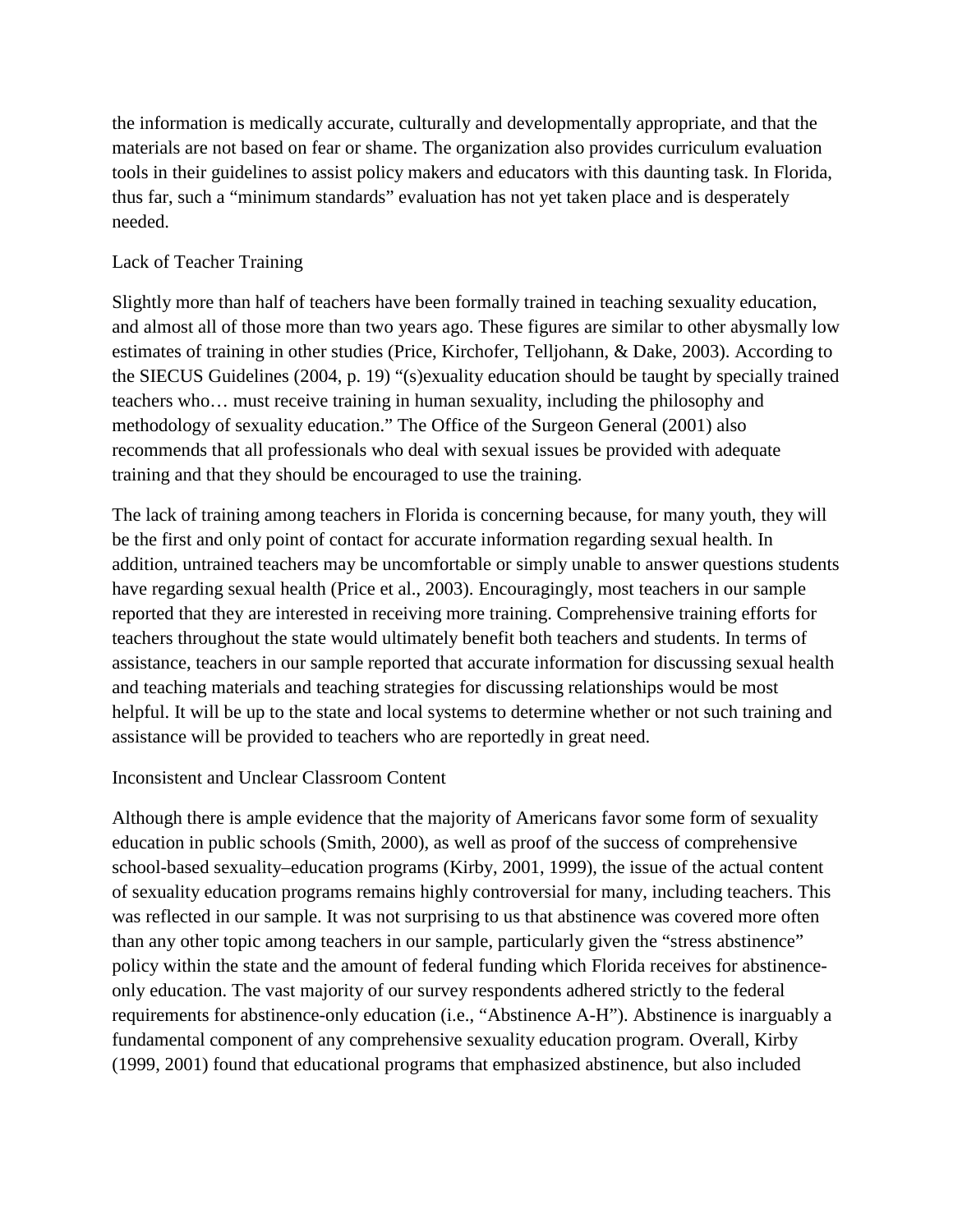the information is medically accurate, culturally and developmentally appropriate, and that the materials are not based on fear or shame. The organization also provides curriculum evaluation tools in their guidelines to assist policy makers and educators with this daunting task. In Florida, thus far, such a "minimum standards" evaluation has not yet taken place and is desperately needed.

## Lack of Teacher Training

Slightly more than half of teachers have been formally trained in teaching sexuality education, and almost all of those more than two years ago. These figures are similar to other abysmally low estimates of training in other studies (Price, Kirchofer, Telljohann, & Dake, 2003). According to the SIECUS Guidelines (2004, p. 19) "(s)exuality education should be taught by specially trained teachers who… must receive training in human sexuality, including the philosophy and methodology of sexuality education." The Office of the Surgeon General (2001) also recommends that all professionals who deal with sexual issues be provided with adequate training and that they should be encouraged to use the training.

The lack of training among teachers in Florida is concerning because, for many youth, they will be the first and only point of contact for accurate information regarding sexual health. In addition, untrained teachers may be uncomfortable or simply unable to answer questions students have regarding sexual health (Price et al., 2003). Encouragingly, most teachers in our sample reported that they are interested in receiving more training. Comprehensive training efforts for teachers throughout the state would ultimately benefit both teachers and students. In terms of assistance, teachers in our sample reported that accurate information for discussing sexual health and teaching materials and teaching strategies for discussing relationships would be most helpful. It will be up to the state and local systems to determine whether or not such training and assistance will be provided to teachers who are reportedly in great need.

## Inconsistent and Unclear Classroom Content

Although there is ample evidence that the majority of Americans favor some form of sexuality education in public schools (Smith, 2000), as well as proof of the success of comprehensive school-based sexuality–education programs (Kirby, 2001, 1999), the issue of the actual content of sexuality education programs remains highly controversial for many, including teachers. This was reflected in our sample. It was not surprising to us that abstinence was covered more often than any other topic among teachers in our sample, particularly given the "stress abstinence" policy within the state and the amount of federal funding which Florida receives for abstinence-only education. The vast majority of our survey respondents adhered strictly to the federal requirements for abstinence-only education (i.e., "Abstinence A-H"). Abstinence is inarguably a fundamental component of any comprehensive sexuality education program. Overall, Kirby (1999, 2001) found that educational programs that emphasized abstinence, but also included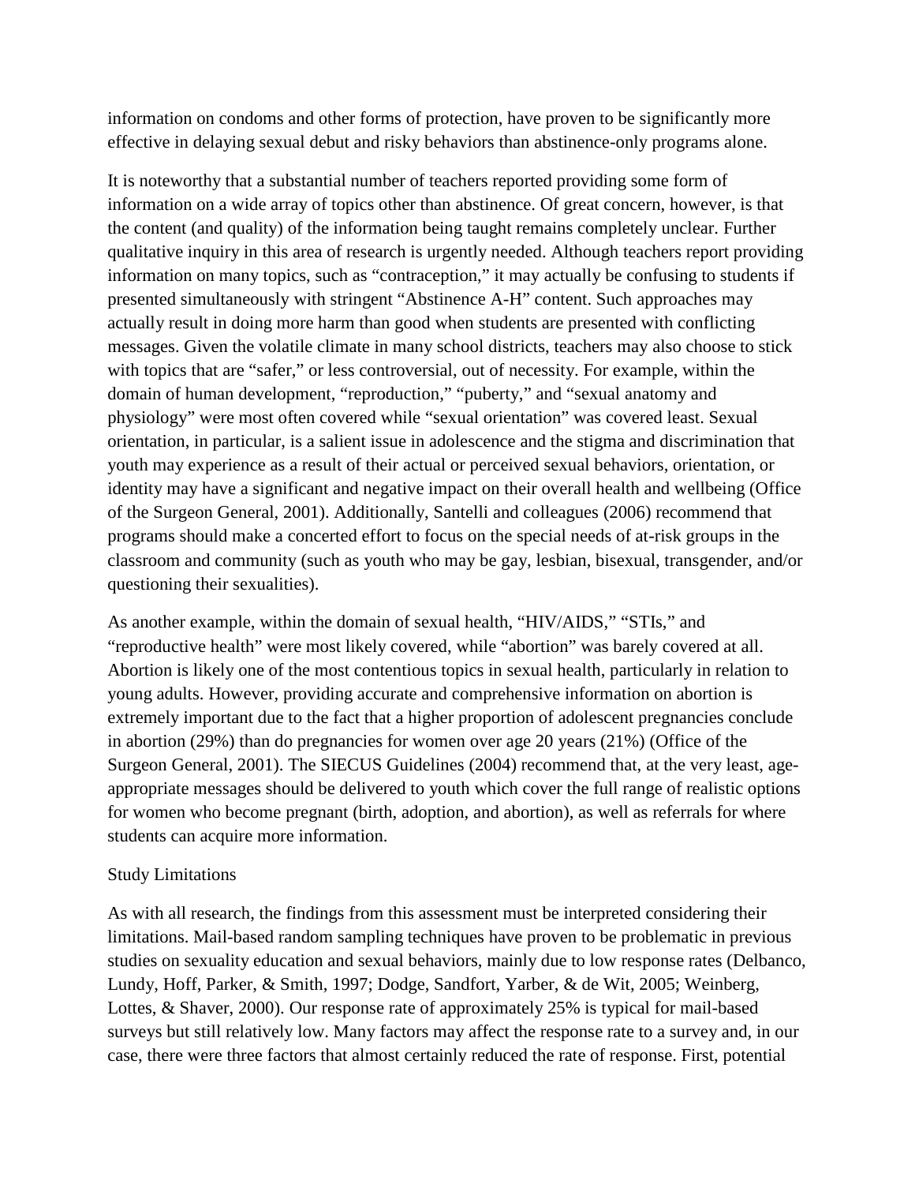information on condoms and other forms of protection, have proven to be significantly more effective in delaying sexual debut and risky behaviors than abstinence-only programs alone.

It is noteworthy that a substantial number of teachers reported providing some form of information on a wide array of topics other than abstinence. Of great concern, however, is that the content (and quality) of the information being taught remains completely unclear. Further qualitative inquiry in this area of research is urgently needed. Although teachers report providing information on many topics, such as "contraception," it may actually be confusing to students if presented simultaneously with stringent "Abstinence A-H" content. Such approaches may actually result in doing more harm than good when students are presented with conflicting messages. Given the volatile climate in many school districts, teachers may also choose to stick with topics that are "safer," or less controversial, out of necessity. For example, within the domain of human development, "reproduction," "puberty," and "sexual anatomy and physiology" were most often covered while "sexual orientation" was covered least. Sexual orientation, in particular, is a salient issue in adolescence and the stigma and discrimination that youth may experience as a result of their actual or perceived sexual behaviors, orientation, or identity may have a significant and negative impact on their overall health and wellbeing (Office of the Surgeon General, 2001). Additionally, Santelli and colleagues (2006) recommend that programs should make a concerted effort to focus on the special needs of at-risk groups in the classroom and community (such as youth who may be gay, lesbian, bisexual, transgender, and/or questioning their sexualities).

As another example, within the domain of sexual health, "HIV/AIDS," "STIs," and "reproductive health" were most likely covered, while "abortion" was barely covered at all. Abortion is likely one of the most contentious topics in sexual health, particularly in relation to young adults. However, providing accurate and comprehensive information on abortion is extremely important due to the fact that a higher proportion of adolescent pregnancies conclude in abortion (29%) than do pregnancies for women over age 20 years (21%) (Office of the Surgeon General, 2001). The SIECUS Guidelines (2004) recommend that, at the very least, age-appropriate messages should be delivered to youth which cover the full range of realistic options for women who become pregnant (birth, adoption, and abortion), as well as referrals for where students can acquire more information.

## Study Limitations

As with all research, the findings from this assessment must be interpreted considering their limitations. Mail-based random sampling techniques have proven to be problematic in previous studies on sexuality education and sexual behaviors, mainly due to low response rates (Delbanco, Lundy, Hoff, Parker, & Smith, 1997; Dodge, Sandfort, Yarber, & de Wit, 2005; Weinberg, Lottes, & Shaver, 2000). Our response rate of approximately 25% is typical for mail-based surveys but still relatively low. Many factors may affect the response rate to a survey and, in our case, there were three factors that almost certainly reduced the rate of response. First, potential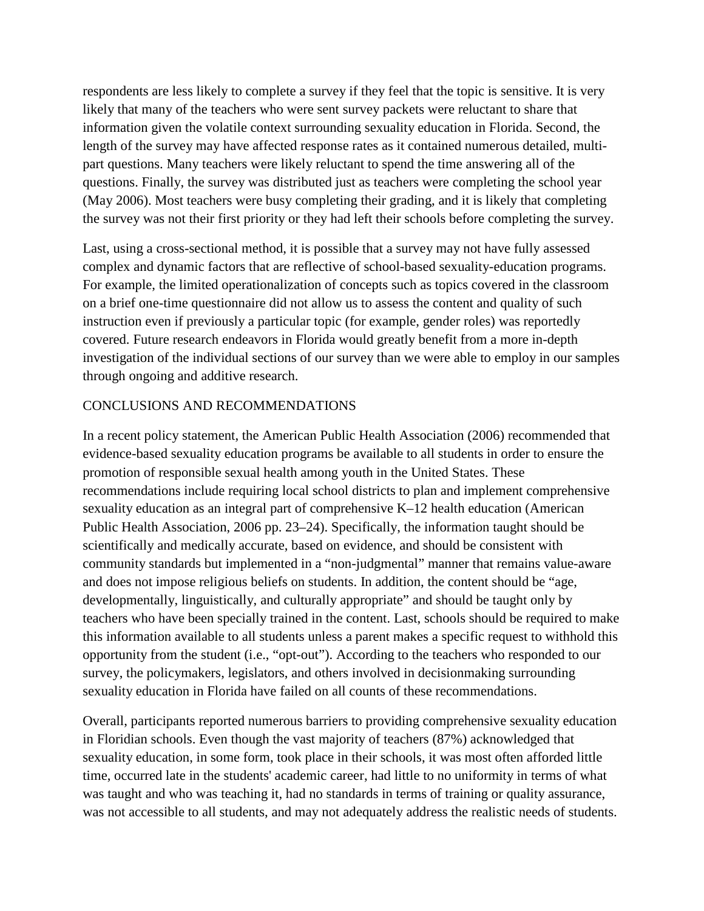respondents are less likely to complete a survey if they feel that the topic is sensitive. It is very likely that many of the teachers who were sent survey packets were reluctant to share that information given the volatile context surrounding sexuality education in Florida. Second, the length of the survey may have affected response rates as it contained numerous detailed, multi-part questions. Many teachers were likely reluctant to spend the time answering all of the questions. Finally, the survey was distributed just as teachers were completing the school year (May 2006). Most teachers were busy completing their grading, and it is likely that completing the survey was not their first priority or they had left their schools before completing the survey.

Last, using a cross-sectional method, it is possible that a survey may not have fully assessed complex and dynamic factors that are reflective of school-based sexuality-education programs. For example, the limited operationalization of concepts such as topics covered in the classroom on a brief one-time questionnaire did not allow us to assess the content and quality of such instruction even if previously a particular topic (for example, gender roles) was reportedly covered. Future research endeavors in Florida would greatly benefit from a more in-depth investigation of the individual sections of our survey than we were able to employ in our samples through ongoing and additive research.

## CONCLUSIONS AND RECOMMENDATIONS

In a recent policy statement, the American Public Health Association (2006) recommended that evidence-based sexuality education programs be available to all students in order to ensure the promotion of responsible sexual health among youth in the United States. These recommendations include requiring local school districts to plan and implement comprehensive sexuality education as an integral part of comprehensive K–12 health education (American Public Health Association, 2006 pp. 23–24). Specifically, the information taught should be scientifically and medically accurate, based on evidence, and should be consistent with community standards but implemented in a "non-judgmental" manner that remains value-aware and does not impose religious beliefs on students. In addition, the content should be "age, developmentally, linguistically, and culturally appropriate" and should be taught only by teachers who have been specially trained in the content. Last, schools should be required to make this information available to all students unless a parent makes a specific request to withhold this opportunity from the student (i.e., "opt-out"). According to the teachers who responded to our survey, the policymakers, legislators, and others involved in decisionmaking surrounding sexuality education in Florida have failed on all counts of these recommendations.

Overall, participants reported numerous barriers to providing comprehensive sexuality education in Floridian schools. Even though the vast majority of teachers (87%) acknowledged that sexuality education, in some form, took place in their schools, it was most often afforded little time, occurred late in the students' academic career, had little to no uniformity in terms of what was taught and who was teaching it, had no standards in terms of training or quality assurance, was not accessible to all students, and may not adequately address the realistic needs of students.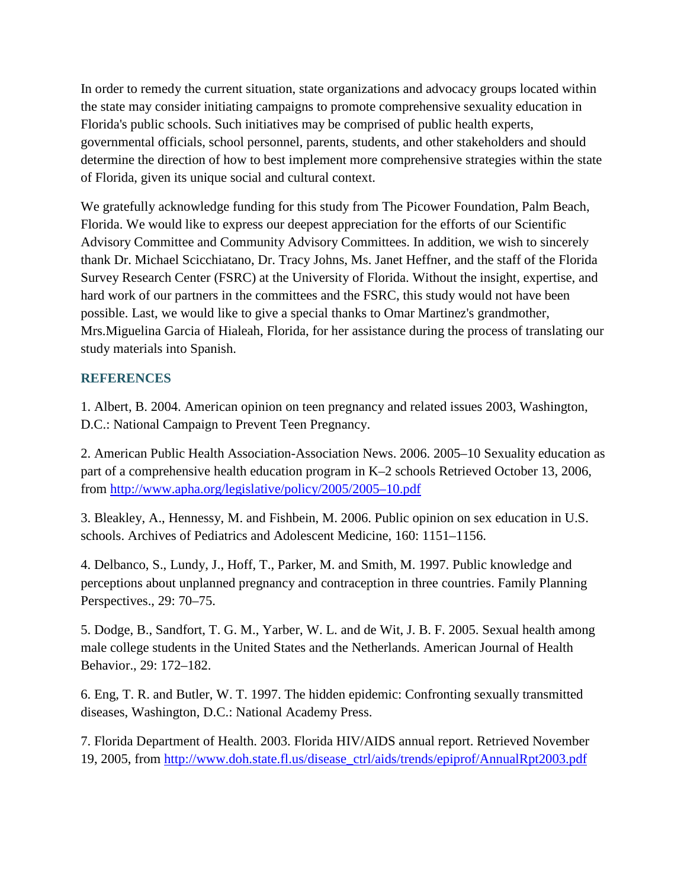In order to remedy the current situation, state organizations and advocacy groups located within the state may consider initiating campaigns to promote comprehensive sexuality education in Florida's public schools. Such initiatives may be comprised of public health experts, governmental officials, school personnel, parents, students, and other stakeholders and should determine the direction of how to best implement more comprehensive strategies within the state of Florida, given its unique social and cultural context.

We gratefully acknowledge funding for this study from The Picower Foundation, Palm Beach, Florida. We would like to express our deepest appreciation for the efforts of our Scientific Advisory Committee and Community Advisory Committees. In addition, we wish to sincerely thank Dr. Michael Scicchiatano, Dr. Tracy Johns, Ms. Janet Heffner, and the staff of the Florida Survey Research Center (FSRC) at the University of Florida. Without the insight, expertise, and hard work of our partners in the committees and the FSRC, this study would not have been possible. Last, we would like to give a special thanks to Omar Martinez's grandmother, Mrs.Miguelina Garcia of Hialeah, Florida, for her assistance during the process of translating our study materials into Spanish.

## REFERENCES

1. Albert, B. 2004. American opinion on teen pregnancy and related issues 2003, Washington, D.C.: National Campaign to Prevent Teen Pregnancy.

2. American Public Health Association-Association News. 2006. 2005–10 Sexuality education as part of a comprehensive health education program in K–2 schools Retrieved October 13, 2006, from http://www.apha.org/legislative/policy/2005/2005–10.pdf

3. Bleakley, A., Hennessy, M. and Fishbein, M. 2006. Public opinion on sex education in U.S. schools. Archives of Pediatrics and Adolescent Medicine, 160: 1151–1156.

4. Delbanco, S., Lundy, J., Hoff, T., Parker, M. and Smith, M. 1997. Public knowledge and perceptions about unplanned pregnancy and contraception in three countries. Family Planning Perspectives., 29: 70–75.

5. Dodge, B., Sandfort, T. G. M., Yarber, W. L. and de Wit, J. B. F. 2005. Sexual health among male college students in the United States and the Netherlands. American Journal of Health Behavior., 29: 172–182.

6. Eng, T. R. and Butler, W. T. 1997. The hidden epidemic: Confronting sexually transmitted diseases, Washington, D.C.: National Academy Press.

7. Florida Department of Health. 2003. Florida HIV/AIDS annual report. Retrieved November 19, 2005, from http://www.doh.state.fl.us/disease_ctrl/aids/trends/epiprof/AnnualRpt2003.pdf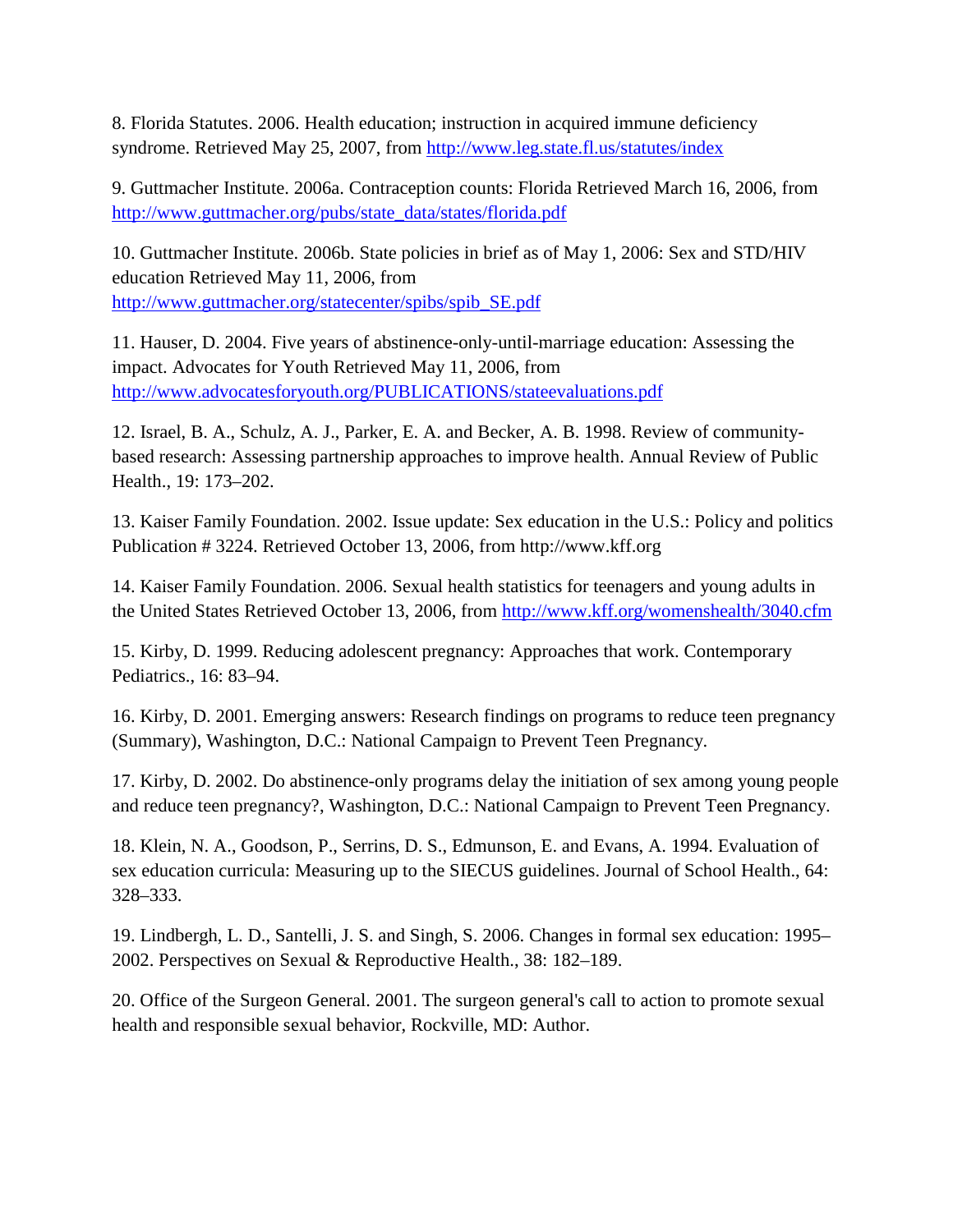8. Florida Statutes. 2006. Health education; instruction in acquired immune deficiency syndrome. Retrieved May 25, 2007, from http://www.leg.state.fl.us/statutes/index

9. Guttmacher Institute. 2006a. Contraception counts: Florida Retrieved March 16, 2006, from http://www.guttmacher.org/pubs/state_data/states/florida.pdf

10. Guttmacher Institute. 2006b. State policies in brief as of May 1, 2006: Sex and STD/HIV education Retrieved May 11, 2006, from http://www.guttmacher.org/statecenter/spibs/spib_SE.pdf

11. Hauser, D. 2004. Five years of abstinence-only-until-marriage education: Assessing the impact. Advocates for Youth Retrieved May 11, 2006, from http://www.advocatesforyouth.org/PUBLICATIONS/stateevaluations.pdf

12. Israel, B. A., Schulz, A. J., Parker, E. A. and Becker, A. B. 1998. Review of community-based research: Assessing partnership approaches to improve health. Annual Review of Public Health., 19: 173–202.

13. Kaiser Family Foundation. 2002. Issue update: Sex education in the U.S.: Policy and politics Publication # 3224. Retrieved October 13, 2006, from http://www.kff.org

14. Kaiser Family Foundation. 2006. Sexual health statistics for teenagers and young adults in the United States Retrieved October 13, 2006, from http://www.kff.org/womenshealth/3040.cfm

15. Kirby, D. 1999. Reducing adolescent pregnancy: Approaches that work. Contemporary Pediatrics., 16: 83–94.

16. Kirby, D. 2001. Emerging answers: Research findings on programs to reduce teen pregnancy (Summary), Washington, D.C.: National Campaign to Prevent Teen Pregnancy.

17. Kirby, D. 2002. Do abstinence-only programs delay the initiation of sex among young people and reduce teen pregnancy?, Washington, D.C.: National Campaign to Prevent Teen Pregnancy.

18. Klein, N. A., Goodson, P., Serrins, D. S., Edmunson, E. and Evans, A. 1994. Evaluation of sex education curricula: Measuring up to the SIECUS guidelines. Journal of School Health., 64: 328–333.

19. Lindbergh, L. D., Santelli, J. S. and Singh, S. 2006. Changes in formal sex education: 1995–2002. Perspectives on Sexual & Reproductive Health., 38: 182–189.

20. Office of the Surgeon General. 2001. The surgeon general's call to action to promote sexual health and responsible sexual behavior, Rockville, MD: Author.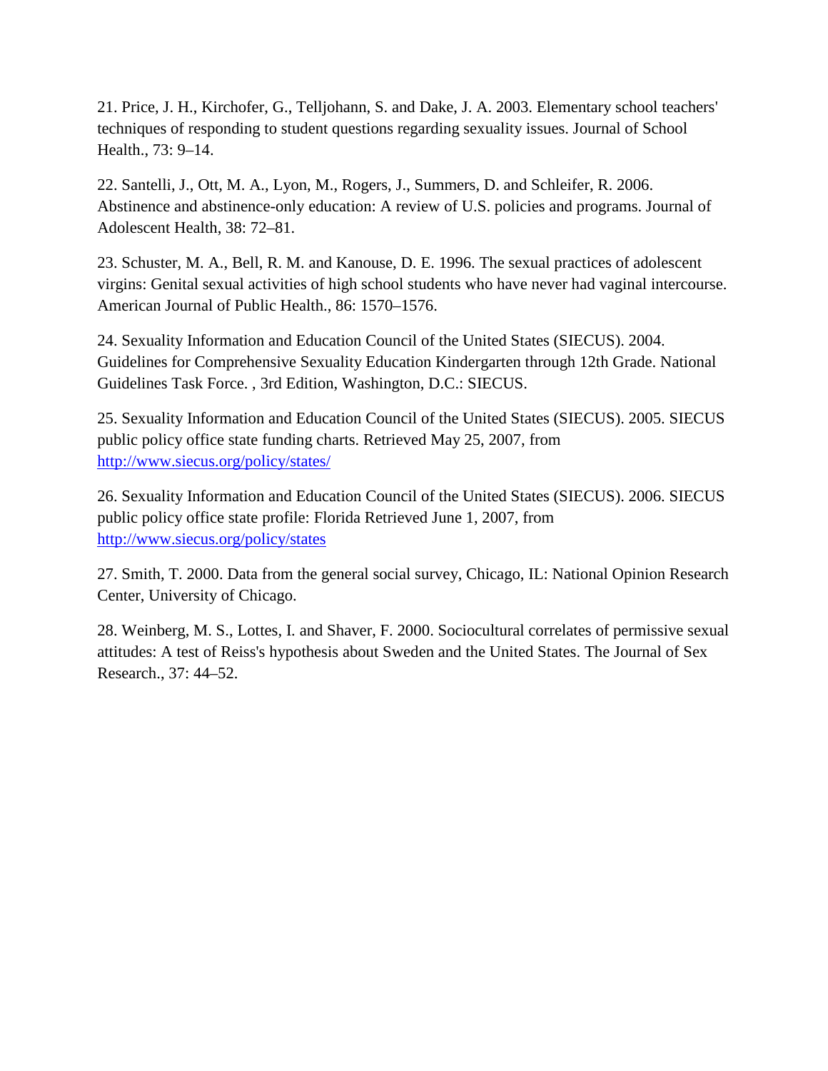21. Price, J. H., Kirchofer, G., Telljohann, S. and Dake, J. A. 2003. Elementary school teachers' techniques of responding to student questions regarding sexuality issues. Journal of School Health., 73: 9–14.

22. Santelli, J., Ott, M. A., Lyon, M., Rogers, J., Summers, D. and Schleifer, R. 2006. Abstinence and abstinence-only education: A review of U.S. policies and programs. Journal of Adolescent Health, 38: 72–81.

23. Schuster, M. A., Bell, R. M. and Kanouse, D. E. 1996. The sexual practices of adolescent virgins: Genital sexual activities of high school students who have never had vaginal intercourse. American Journal of Public Health., 86: 1570–1576.

24. Sexuality Information and Education Council of the United States (SIECUS). 2004. Guidelines for Comprehensive Sexuality Education Kindergarten through 12th Grade. National Guidelines Task Force. , 3rd Edition, Washington, D.C.: SIECUS.

25. Sexuality Information and Education Council of the United States (SIECUS). 2005. SIECUS public policy office state funding charts. Retrieved May 25, 2007, from http://www.siecus.org/policy/states/

26. Sexuality Information and Education Council of the United States (SIECUS). 2006. SIECUS public policy office state profile: Florida Retrieved June 1, 2007, from http://www.siecus.org/policy/states

27. Smith, T. 2000. Data from the general social survey, Chicago, IL: National Opinion Research Center, University of Chicago.

28. Weinberg, M. S., Lottes, I. and Shaver, F. 2000. Sociocultural correlates of permissive sexual attitudes: A test of Reiss's hypothesis about Sweden and the United States. The Journal of Sex Research., 37: 44–52.